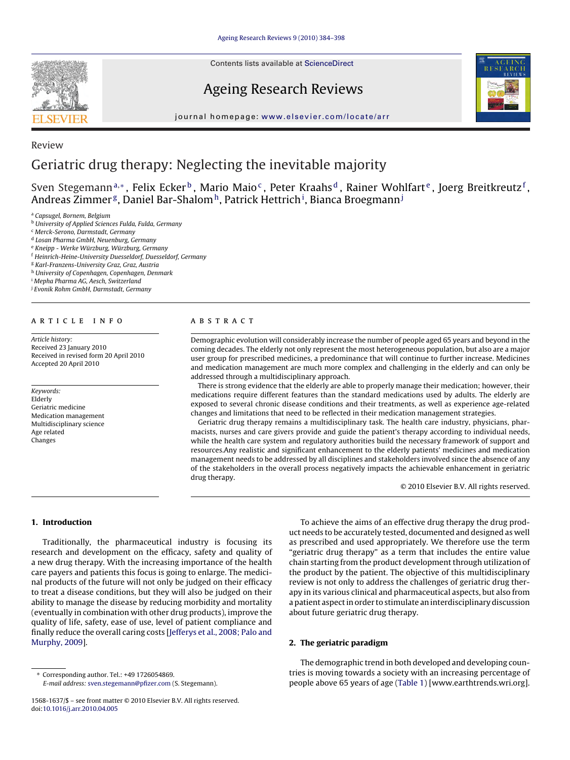Review

# Geriatric drug therapy: Neglecting the inevitable majority

Sven Stegemann[a,*], Felix Ecker[b], Mario Maio[c], Peter Kraahs[d], Rainer Wohlfart[e], Joerg Breitkreutz[f], Andreas Zimmer[g], Daniel Bar-Shalom[h], Patrick Hettrich[i], Bianca Broegmann[j]

[a] Capsugel, Bornem, Belgium
[b] University of Applied Sciences Fulda, Fulda, Germany
[c] Merck-Serono, Darmstadt, Germany
[d] Losan Pharma GmbH, Neuenburg, Germany
[e] Kneipp - Werke Würzburg, Würzburg, Germany
[f] Heinrich-Heine-University Duesseldorf, Duesseldorf, Germany
[g] Karl-Franzens-University Graz, Graz, Austria
[h] University of Copenhagen, Copenhagen, Denmark
[i] Mepha Pharma AG, Aesch, Switzerland
[j] Evonik Rohm GmbH, Darmstadt, Germany

**ARTICLE INFO**

*Article history:*
Received 23 January 2010
Received in revised form 20 April 2010
Accepted 20 April 2010

*Keywords:*
Elderly
Geriatric medicine
Medication management
Multidisciplinary science
Age related
Changes

**ABSTRACT**

Demographic evolution will considerably increase the number of people aged 65 years and beyond in the coming decades. The elderly not only represent the most heterogeneous population, but also are a major user group for prescribed medicines, a predominance that will continue to further increase. Medicines and medication management are much more complex and challenging in the elderly and can only be addressed through a multidisciplinary approach.

There is strong evidence that the elderly are able to properly manage their medication; however, their medications require different features than the standard medications used by adults. The elderly are exposed to several chronic disease conditions and their treatments, as well as experience age-related changes and limitations that need to be reflected in their medication management strategies.

Geriatric drug therapy remains a multidisciplinary task. The health care industry, physicians, pharmacists, nurses and care givers provide and guide the patient's therapy according to individual needs, while the health care system and regulatory authorities build the necessary framework of support and resources.Any realistic and significant enhancement to the elderly patients' medicines and medication management needs to be addressed by all disciplines and stakeholders involved since the absence of any of the stakeholders in the overall process negatively impacts the achievable enhancement in geriatric drug therapy.

© 2010 Elsevier B.V. All rights reserved.

## 1. Introduction

Traditionally, the pharmaceutical industry is focusing its research and development on the efficacy, safety and quality of a new drug therapy. With the increasing importance of the health care payers and patients this focus is going to enlarge. The medicinal products of the future will not only be judged on their efficacy to treat a disease conditions, but they will also be judged on their ability to manage the disease by reducing morbidity and mortality (eventually in combination with other drug products), improve the quality of life, safety, ease of use, level of patient compliance and finally reduce the overall caring costs [Jefferys et al., 2008; Palo and Murphy, 2009].

To achieve the aims of an effective drug therapy the drug product needs to be accurately tested, documented and designed as well as prescribed and used appropriately. We therefore use the term "geriatric drug therapy" as a term that includes the entire value chain starting from the product development through utilization of the product by the patient. The objective of this multidisciplinary review is not only to address the challenges of geriatric drug therapy in its various clinical and pharmaceutical aspects, but also from a patient aspect in order to stimulate an interdisciplinary discussion about future geriatric drug therapy.

## 2. The geriatric paradigm

The demographic trend in both developed and developing countries is moving towards a society with an increasing percentage of people above 65 years of age (Table 1) [www.earthtrends.wri.org].

* Corresponding author. Tel.: +49 1726054869.
E-mail address: sven.stegemann@pfizer.com (S. Stegemann).

1568-1637/$ – see front matter © 2010 Elsevier B.V. All rights reserved.
doi:10.1016/j.arr.2010.04.005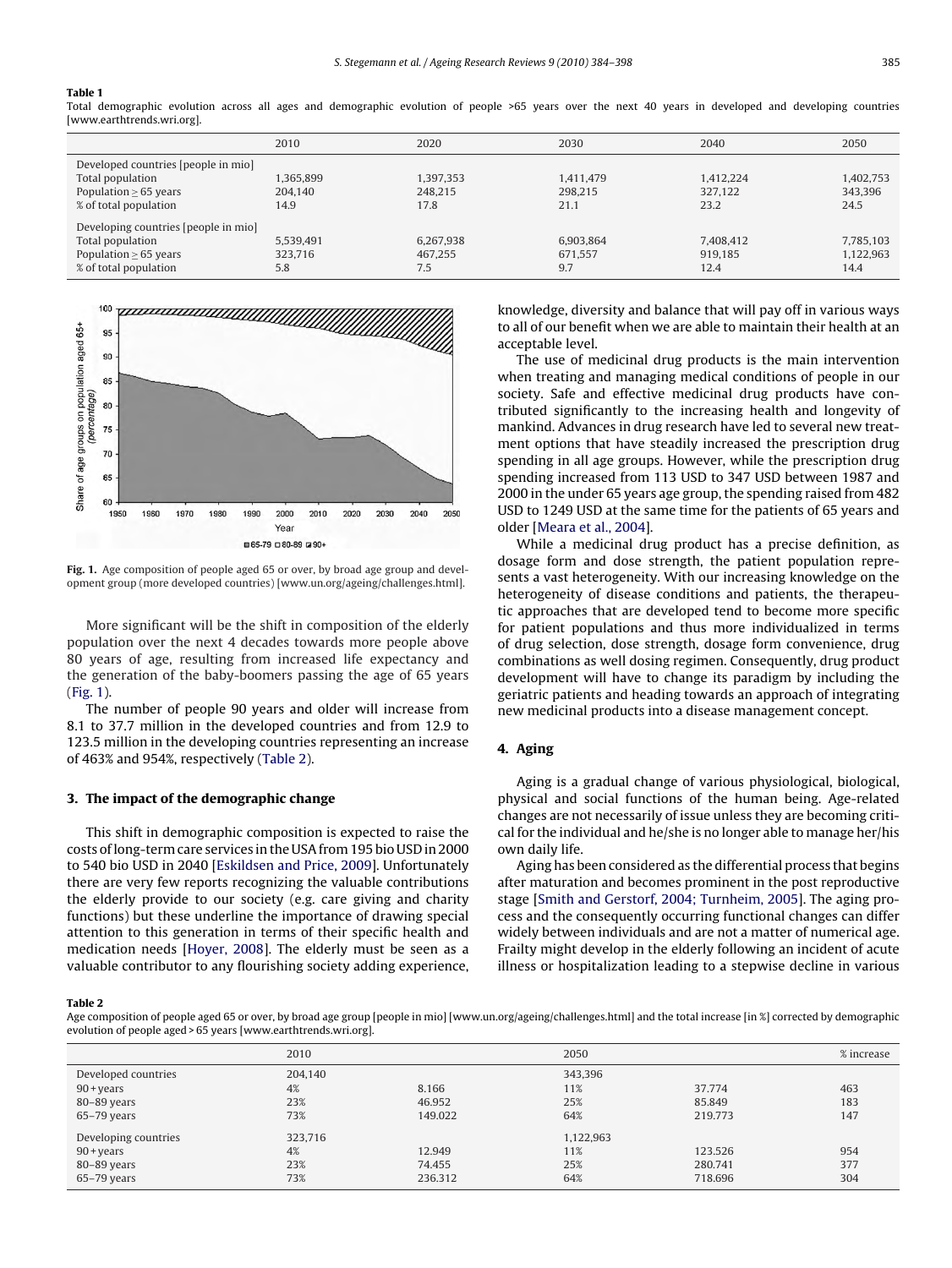**Table 1**

Total demographic evolution across all ages and demographic evolution of people >65 years over the next 40 years in developed and developing countries [www.earthtrends.wri.org].

| | 2010 | 2020 | 2030 | 2040 | 2050 |
|---|---|---|---|---|---|
| Developed countries [people in mio] | | | | | |
| Total population | 1,365,899 | 1,397,353 | 1,411,479 | 1,412,224 | 1,402,753 |
| Population ≥ 65 years | 204,140 | 248,215 | 298,215 | 327,122 | 343,396 |
| % of total population | 14.9 | 17.8 | 21.1 | 23.2 | 24.5 |
| Developing countries [people in mio] | | | | | |
| Total population | 5,539,491 | 6,267,938 | 6,903,864 | 7,408,412 | 7,785,103 |
| Population ≥ 65 years | 323,716 | 467,255 | 671,557 | 919,185 | 1,122,963 |
| % of total population | 5.8 | 7.5 | 9.7 | 12.4 | 14.4 |

**Fig. 1.** Age composition of people aged 65 or over, by broad age group and development group (more developed countries) [www.un.org/ageing/challenges.html].

More significant will be the shift in composition of the elderly population over the next 4 decades towards more people above 80 years of age, resulting from increased life expectancy and the generation of the baby-boomers passing the age of 65 years (Fig. 1).

The number of people 90 years and older will increase from 8.1 to 37.7 million in the developed countries and from 12.9 to 123.5 million in the developing countries representing an increase of 463% and 954%, respectively (Table 2).

## 3. The impact of the demographic change

This shift in demographic composition is expected to raise the costs of long-term care services in the USA from 195 bio USD in 2000 to 540 bio USD in 2040 [Eskildsen and Price, 2009]. Unfortunately there are very few reports recognizing the valuable contributions the elderly provide to our society (e.g. care giving and charity functions) but these underline the importance of drawing special attention to this generation in terms of their specific health and medication needs [Hoyer, 2008]. The elderly must be seen as a valuable contributor to any flourishing society adding experience, knowledge, diversity and balance that will pay off in various ways to all of our benefit when we are able to maintain their health at an acceptable level.

The use of medicinal drug products is the main intervention when treating and managing medical conditions of people in our society. Safe and effective medicinal drug products have contributed significantly to the increasing health and longevity of mankind. Advances in drug research have led to several new treatment options that have steadily increased the prescription drug spending in all age groups. However, while the prescription drug spending increased from 113 USD to 347 USD between 1987 and 2000 in the under 65 years age group, the spending raised from 482 USD to 1249 USD at the same time for the patients of 65 years and older [Meara et al., 2004].

While a medicinal drug product has a precise definition, as dosage form and dose strength, the patient population represents a vast heterogeneity. With our increasing knowledge on the heterogeneity of disease conditions and patients, the therapeutic approaches that are developed tend to become more specific for patient populations and thus more individualized in terms of drug selection, dose strength, dosage form convenience, drug combinations as well dosing regimen. Consequently, drug product development will have to change its paradigm by including the geriatric patients and heading towards an approach of integrating new medicinal products into a disease management concept.

## 4. Aging

Aging is a gradual change of various physiological, biological, physical and social functions of the human being. Age-related changes are not necessarily of issue unless they are becoming critical for the individual and he/she is no longer able to manage her/his own daily life.

Aging has been considered as the differential process that begins after maturation and becomes prominent in the post reproductive stage [Smith and Gerstorf, 2004; Turnheim, 2005]. The aging process and the consequently occurring functional changes can differ widely between individuals and are not a matter of numerical age. Frailty might develop in the elderly following an incident of acute illness or hospitalization leading to a stepwise decline in various

**Table 2**

Age composition of people aged 65 or over, by broad age group [people in mio] [www.un.org/ageing/challenges.html] and the total increase [in %] corrected by demographic evolution of people aged > 65 years [www.earthtrends.wri.org].

| | 2010 | | 2050 | | % increase |
|---|---|---|---|---|---|
| Developed countries | 204,140 | | 343,396 | | |
| 90 + years | 4% | 8.166 | 11% | 37.774 | 463 |
| 80–89 years | 23% | 46.952 | 25% | 85.849 | 183 |
| 65–79 years | 73% | 149.022 | 64% | 219.773 | 147 |
| Developing countries | 323,716 | | 1,122,963 | | |
| 90 + years | 4% | 12.949 | 11% | 123.526 | 954 |
| 80–89 years | 23% | 74.455 | 25% | 280.741 | 377 |
| 65–79 years | 73% | 236.312 | 64% | 718.696 | 304 |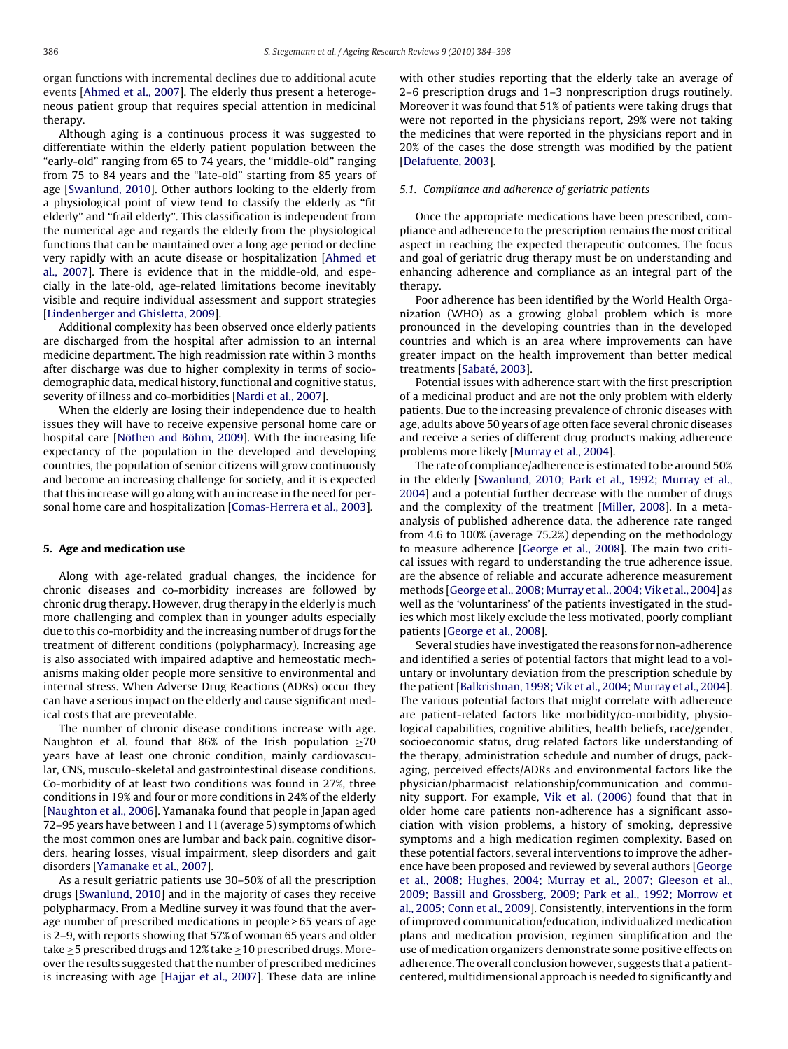organ functions with incremental declines due to additional acute events [Ahmed et al., 2007]. The elderly thus present a heterogeneous patient group that requires special attention in medicinal therapy.

Although aging is a continuous process it was suggested to differentiate within the elderly patient population between the "early-old" ranging from 65 to 74 years, the "middle-old" ranging from 75 to 84 years and the "late-old" starting from 85 years of age [Swanlund, 2010]. Other authors looking to the elderly from a physiological point of view tend to classify the elderly as "fit elderly" and "frail elderly". This classification is independent from the numerical age and regards the elderly from the physiological functions that can be maintained over a long age period or decline very rapidly with an acute disease or hospitalization [Ahmed et al., 2007]. There is evidence that in the middle-old, and especially in the late-old, age-related limitations become inevitably visible and require individual assessment and support strategies [Lindenberger and Ghisletta, 2009].

Additional complexity has been observed once elderly patients are discharged from the hospital after admission to an internal medicine department. The high readmission rate within 3 months after discharge was due to higher complexity in terms of sociodemographic data, medical history, functional and cognitive status, severity of illness and co-morbidities [Nardi et al., 2007].

When the elderly are losing their independence due to health issues they will have to receive expensive personal home care or hospital care [Nöthen and Böhm, 2009]. With the increasing life expectancy of the population in the developed and developing countries, the population of senior citizens will grow continuously and become an increasing challenge for society, and it is expected that this increase will go along with an increase in the need for personal home care and hospitalization [Comas-Herrera et al., 2003].

## 5. Age and medication use

Along with age-related gradual changes, the incidence for chronic diseases and co-morbidity increases are followed by chronic drug therapy. However, drug therapy in the elderly is much more challenging and complex than in younger adults especially due to this co-morbidity and the increasing number of drugs for the treatment of different conditions (polypharmacy). Increasing age is also associated with impaired adaptive and hemeostatic mechanisms making older people more sensitive to environmental and internal stress. When Adverse Drug Reactions (ADRs) occur they can have a serious impact on the elderly and cause significant medical costs that are preventable.

The number of chronic disease conditions increase with age. Naughton et al. found that 86% of the Irish population ≥70 years have at least one chronic condition, mainly cardiovascular, CNS, musculo-skeletal and gastrointestinal disease conditions. Co-morbidity of at least two conditions was found in 27%, three conditions in 19% and four or more conditions in 24% of the elderly [Naughton et al., 2006]. Yamanaka found that people in Japan aged 72–95 years have between 1 and 11 (average 5) symptoms of which the most common ones are lumbar and back pain, cognitive disorders, hearing losses, visual impairment, sleep disorders and gait disorders [Yamanake et al., 2007].

As a result geriatric patients use 30–50% of all the prescription drugs [Swanlund, 2010] and in the majority of cases they receive polypharmacy. From a Medline survey it was found that the average number of prescribed medications in people > 65 years of age is 2–9, with reports showing that 57% of woman 65 years and older take ≥5 prescribed drugs and 12% take ≥10 prescribed drugs. Moreover the results suggested that the number of prescribed medicines is increasing with age [Hajjar et al., 2007]. These data are inline with other studies reporting that the elderly take an average of 2–6 prescription drugs and 1–3 nonprescription drugs routinely. Moreover it was found that 51% of patients were taking drugs that were not reported in the physicians report, 29% were not taking the medicines that were reported in the physicians report and in 20% of the cases the dose strength was modified by the patient [Delafuente, 2003].

### 5.1. Compliance and adherence of geriatric patients

Once the appropriate medications have been prescribed, compliance and adherence to the prescription remains the most critical aspect in reaching the expected therapeutic outcomes. The focus and goal of geriatric drug therapy must be on understanding and enhancing adherence and compliance as an integral part of the therapy.

Poor adherence has been identified by the World Health Organization (WHO) as a growing global problem which is more pronounced in the developing countries than in the developed countries and which is an area where improvements can have greater impact on the health improvement than better medical treatments [Sabaté, 2003].

Potential issues with adherence start with the first prescription of a medicinal product and are not the only problem with elderly patients. Due to the increasing prevalence of chronic diseases with age, adults above 50 years of age often face several chronic diseases and receive a series of different drug products making adherence problems more likely [Murray et al., 2004].

The rate of compliance/adherence is estimated to be around 50% in the elderly [Swanlund, 2010; Park et al., 1992; Murray et al., 2004] and a potential further decrease with the number of drugs and the complexity of the treatment [Miller, 2008]. In a meta-analysis of published adherence data, the adherence rate ranged from 4.6 to 100% (average 75.2%) depending on the methodology to measure adherence [George et al., 2008]. The main two critical issues with regard to understanding the true adherence issue, are the absence of reliable and accurate adherence measurement methods [George et al., 2008; Murray et al., 2004; Vik et al., 2004] as well as the 'voluntariness' of the patients investigated in the studies which most likely exclude the less motivated, poorly compliant patients [George et al., 2008].

Several studies have investigated the reasons for non-adherence and identified a series of potential factors that might lead to a voluntary or involuntary deviation from the prescription schedule by the patient [Balkrishnan, 1998; Vik et al., 2004; Murray et al., 2004]. The various potential factors that might correlate with adherence are patient-related factors like morbidity/co-morbidity, physiological capabilities, cognitive abilities, health beliefs, race/gender, socioeconomic status, drug related factors like understanding of the therapy, administration schedule and number of drugs, packaging, perceived effects/ADRs and environmental factors like the physician/pharmacist relationship/communication and community support. For example, Vik et al. (2006) found that that in older home care patients non-adherence has a significant association with vision problems, a history of smoking, depressive symptoms and a high medication regimen complexity. Based on these potential factors, several interventions to improve the adherence have been proposed and reviewed by several authors [George et al., 2008; Hughes, 2004; Murray et al., 2007; Gleeson et al., 2009; Bassill and Grossberg, 2009; Park et al., 1992; Morrow et al., 2005; Conn et al., 2009]. Consistently, interventions in the form of improved communication/education, individualized medication plans and medication provision, regimen simplification and the use of medication organizers demonstrate some positive effects on adherence. The overall conclusion however, suggests that a patient-centered, multidimensional approach is needed to significantly and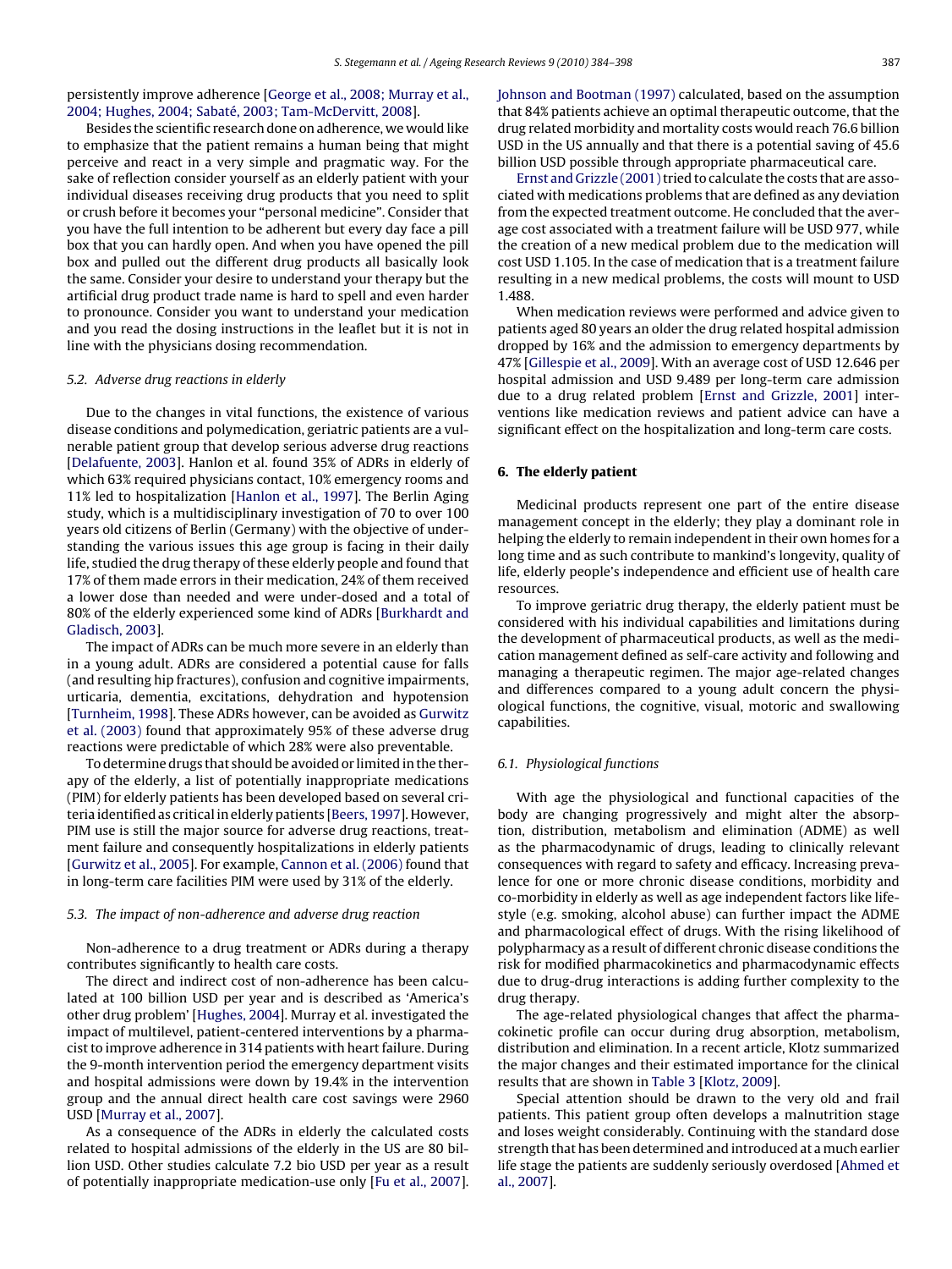persistently improve adherence [George et al., 2008; Murray et al., 2004; Hughes, 2004; Sabaté, 2003; Tam-McDervitt, 2008].

Besides the scientific research done on adherence, we would like to emphasize that the patient remains a human being that might perceive and react in a very simple and pragmatic way. For the sake of reflection consider yourself as an elderly patient with your individual diseases receiving drug products that you need to split or crush before it becomes your "personal medicine". Consider that you have the full intention to be adherent but every day face a pill box that you can hardly open. And when you have opened the pill box and pulled out the different drug products all basically look the same. Consider your desire to understand your therapy but the artificial drug product trade name is hard to spell and even harder to pronounce. Consider you want to understand your medication and you read the dosing instructions in the leaflet but it is not in line with the physicians dosing recommendation.

### 5.2. Adverse drug reactions in elderly

Due to the changes in vital functions, the existence of various disease conditions and polymedication, geriatric patients are a vulnerable patient group that develop serious adverse drug reactions [Delafuente, 2003]. Hanlon et al. found 35% of ADRs in elderly of which 63% required physicians contact, 10% emergency rooms and 11% led to hospitalization [Hanlon et al., 1997]. The Berlin Aging study, which is a multidisciplinary investigation of 70 to over 100 years old citizens of Berlin (Germany) with the objective of understanding the various issues this age group is facing in their daily life, studied the drug therapy of these elderly people and found that 17% of them made errors in their medication, 24% of them received a lower dose than needed and were under-dosed and a total of 80% of the elderly experienced some kind of ADRs [Burkhardt and Gladisch, 2003].

The impact of ADRs can be much more severe in an elderly than in a young adult. ADRs are considered a potential cause for falls (and resulting hip fractures), confusion and cognitive impairments, urticaria, dementia, excitations, dehydration and hypotension [Turnheim, 1998]. These ADRs however, can be avoided as Gurwitz et al. (2003) found that approximately 95% of these adverse drug reactions were predictable of which 28% were also preventable.

To determine drugs that should be avoided or limited in the therapy of the elderly, a list of potentially inappropriate medications (PIM) for elderly patients has been developed based on several criteria identified as critical in elderly patients [Beers, 1997]. However, PIM use is still the major source for adverse drug reactions, treatment failure and consequently hospitalizations in elderly patients [Gurwitz et al., 2005]. For example, Cannon et al. (2006) found that in long-term care facilities PIM were used by 31% of the elderly.

### 5.3. The impact of non-adherence and adverse drug reaction

Non-adherence to a drug treatment or ADRs during a therapy contributes significantly to health care costs.

The direct and indirect cost of non-adherence has been calculated at 100 billion USD per year and is described as 'America's other drug problem' [Hughes, 2004]. Murray et al. investigated the impact of multilevel, patient-centered interventions by a pharmacist to improve adherence in 314 patients with heart failure. During the 9-month intervention period the emergency department visits and hospital admissions were down by 19.4% in the intervention group and the annual direct health care cost savings were 2960 USD [Murray et al., 2007].

As a consequence of the ADRs in elderly the calculated costs related to hospital admissions of the elderly in the US are 80 billion USD. Other studies calculate 7.2 bio USD per year as a result of potentially inappropriate medication-use only [Fu et al., 2007]. Johnson and Bootman (1997) calculated, based on the assumption that 84% patients achieve an optimal therapeutic outcome, that the drug related morbidity and mortality costs would reach 76.6 billion USD in the US annually and that there is a potential saving of 45.6 billion USD possible through appropriate pharmaceutical care.

Ernst and Grizzle (2001) tried to calculate the costs that are associated with medications problems that are defined as any deviation from the expected treatment outcome. He concluded that the average cost associated with a treatment failure will be USD 977, while the creation of a new medical problem due to the medication will cost USD 1.105. In the case of medication that is a treatment failure resulting in a new medical problems, the costs will mount to USD 1.488.

When medication reviews were performed and advice given to patients aged 80 years an older the drug related hospital admission dropped by 16% and the admission to emergency departments by 47% [Gillespie et al., 2009]. With an average cost of USD 12.646 per hospital admission and USD 9.489 per long-term care admission due to a drug related problem [Ernst and Grizzle, 2001] interventions like medication reviews and patient advice can have a significant effect on the hospitalization and long-term care costs.

## 6. The elderly patient

Medicinal products represent one part of the entire disease management concept in the elderly; they play a dominant role in helping the elderly to remain independent in their own homes for a long time and as such contribute to mankind's longevity, quality of life, elderly people's independence and efficient use of health care resources.

To improve geriatric drug therapy, the elderly patient must be considered with his individual capabilities and limitations during the development of pharmaceutical products, as well as the medication management defined as self-care activity and following and managing a therapeutic regimen. The major age-related changes and differences compared to a young adult concern the physiological functions, the cognitive, visual, motoric and swallowing capabilities.

### 6.1. Physiological functions

With age the physiological and functional capacities of the body are changing progressively and might alter the absorption, distribution, metabolism and elimination (ADME) as well as the pharmacodynamic of drugs, leading to clinically relevant consequences with regard to safety and efficacy. Increasing prevalence for one or more chronic disease conditions, morbidity and co-morbidity in elderly as well as age independent factors like lifestyle (e.g. smoking, alcohol abuse) can further impact the ADME and pharmacological effect of drugs. With the rising likelihood of polypharmacy as a result of different chronic disease conditions the risk for modified pharmacokinetics and pharmacodynamic effects due to drug-drug interactions is adding further complexity to the drug therapy.

The age-related physiological changes that affect the pharmacokinetic profile can occur during drug absorption, metabolism, distribution and elimination. In a recent article, Klotz summarized the major changes and their estimated importance for the clinical results that are shown in Table 3 [Klotz, 2009].

Special attention should be drawn to the very old and frail patients. This patient group often develops a malnutrition stage and loses weight considerably. Continuing with the standard dose strength that has been determined and introduced at a much earlier life stage the patients are suddenly seriously overdosed [Ahmed et al., 2007].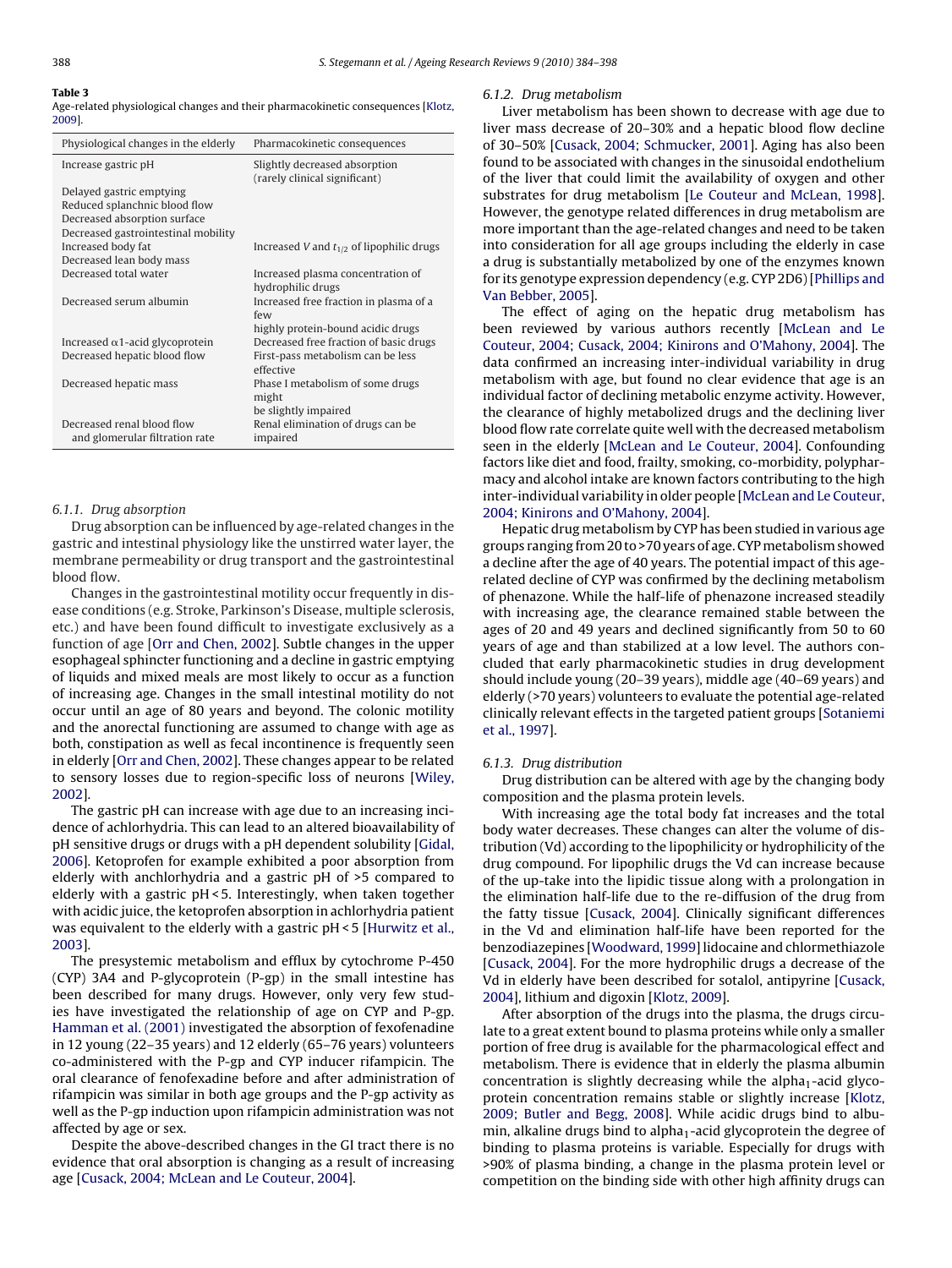**Table 3**
Age-related physiological changes and their pharmacokinetic consequences [Klotz, 2009].

| Physiological changes in the elderly | Pharmacokinetic consequences |
|---|---|
| Increase gastric pH | Slightly decreased absorption (rarely clinical significant) |
| Delayed gastric emptying | |
| Reduced splanchnic blood flow | |
| Decreased absorption surface | |
| Decreased gastrointestinal mobility | |
| Increased body fat | Increased $V$ and $t_{1/2}$ of lipophilic drugs |
| Decreased lean body mass | |
| Decreased total water | Increased plasma concentration of hydrophilic drugs |
| Decreased serum albumin | Increased free fraction in plasma of a few highly protein-bound acidic drugs |
| Increased α1-acid glycoprotein | Decreased free fraction of basic drugs |
| Decreased hepatic blood flow | First-pass metabolism can be less effective |
| Decreased hepatic mass | Phase I metabolism of some drugs might be slightly impaired |
| Decreased renal blood flow and glomerular filtration rate | Renal elimination of drugs can be impaired |

#### 6.1.1. Drug absorption

Drug absorption can be influenced by age-related changes in the gastric and intestinal physiology like the unstirred water layer, the membrane permeability or drug transport and the gastrointestinal blood flow.

Changes in the gastrointestinal motility occur frequently in disease conditions (e.g. Stroke, Parkinson's Disease, multiple sclerosis, etc.) and have been found difficult to investigate exclusively as a function of age [Orr and Chen, 2002]. Subtle changes in the upper esophageal sphincter functioning and a decline in gastric emptying of liquids and mixed meals are most likely to occur as a function of increasing age. Changes in the small intestinal motility do not occur until an age of 80 years and beyond. The colonic motility and the anorectal functioning are assumed to change with age as both, constipation as well as fecal incontinence is frequently seen in elderly [Orr and Chen, 2002]. These changes appear to be related to sensory losses due to region-specific loss of neurons [Wiley, 2002].

The gastric pH can increase with age due to an increasing incidence of achlorhydria. This can lead to an altered bioavailability of pH sensitive drugs or drugs with a pH dependent solubility [Gidal, 2006]. Ketoprofen for example exhibited a poor absorption from elderly with anchlorhydria and a gastric pH of >5 compared to elderly with a gastric pH < 5. Interestingly, when taken together with acidic juice, the ketoprofen absorption in achlorhydria patient was equivalent to the elderly with a gastric pH < 5 [Hurwitz et al., 2003].

The presystemic metabolism and efflux by cytochrome P-450 (CYP) 3A4 and P-glycoprotein (P-gp) in the small intestine has been described for many drugs. However, only very few studies have investigated the relationship of age on CYP and P-gp. Hamman et al. (2001) investigated the absorption of fexofenadine in 12 young (22–35 years) and 12 elderly (65–76 years) volunteers co-administered with the P-gp and CYP inducer rifampicin. The oral clearance of fenofexadine before and after administration of rifampicin was similar in both age groups and the P-gp activity as well as the P-gp induction upon rifampicin administration was not affected by age or sex.

Despite the above-described changes in the GI tract there is no evidence that oral absorption is changing as a result of increasing age [Cusack, 2004; McLean and Le Couteur, 2004].

#### 6.1.2. Drug metabolism

Liver metabolism has been shown to decrease with age due to liver mass decrease of 20–30% and a hepatic blood flow decline of 30–50% [Cusack, 2004; Schmucker, 2001]. Aging has also been found to be associated with changes in the sinusoidal endothelium of the liver that could limit the availability of oxygen and other substrates for drug metabolism [Le Couteur and McLean, 1998]. However, the genotype related differences in drug metabolism are more important than the age-related changes and need to be taken into consideration for all age groups including the elderly in case a drug is substantially metabolized by one of the enzymes known for its genotype expression dependency (e.g. CYP 2D6) [Phillips and Van Bebber, 2005].

The effect of aging on the hepatic drug metabolism has been reviewed by various authors recently [McLean and Le Couteur, 2004; Cusack, 2004; Kinirons and O'Mahony, 2004]. The data confirmed an increasing inter-individual variability in drug metabolism with age, but found no clear evidence that age is an individual factor of declining metabolic enzyme activity. However, the clearance of highly metabolized drugs and the declining liver blood flow rate correlate quite well with the decreased metabolism seen in the elderly [McLean and Le Couteur, 2004]. Confounding factors like diet and food, frailty, smoking, co-morbidity, polypharmacy and alcohol intake are known factors contributing to the high inter-individual variability in older people [McLean and Le Couteur, 2004; Kinirons and O'Mahony, 2004].

Hepatic drug metabolism by CYP has been studied in various age groups ranging from 20 to >70 years of age. CYP metabolism showed a decline after the age of 40 years. The potential impact of this age-related decline of CYP was confirmed by the declining metabolism of phenazone. While the half-life of phenazone increased steadily with increasing age, the clearance remained stable between the ages of 20 and 49 years and declined significantly from 50 to 60 years of age and than stabilized at a low level. The authors concluded that early pharmacokinetic studies in drug development should include young (20–39 years), middle age (40–69 years) and elderly (>70 years) volunteers to evaluate the potential age-related clinically relevant effects in the targeted patient groups [Sotaniemi et al., 1997].

#### 6.1.3. Drug distribution

Drug distribution can be altered with age by the changing body composition and the plasma protein levels.

With increasing age the total body fat increases and the total body water decreases. These changes can alter the volume of distribution (Vd) according to the lipophilicity or hydrophilicity of the drug compound. For lipophilic drugs the Vd can increase because of the up-take into the lipidic tissue along with a prolongation in the elimination half-life due to the re-diffusion of the drug from the fatty tissue [Cusack, 2004]. Clinically significant differences in the Vd and elimination half-life have been reported for the benzodiazepines [Woodward, 1999] lidocaine and chlormethiazole [Cusack, 2004]. For the more hydrophilic drugs a decrease of the Vd in elderly have been described for sotalol, antipyrine [Cusack, 2004], lithium and digoxin [Klotz, 2009].

After absorption of the drugs into the plasma, the drugs circulate to a great extent bound to plasma proteins while only a smaller portion of free drug is available for the pharmacological effect and metabolism. There is evidence that in elderly the plasma albumin concentration is slightly decreasing while the alpha$_1$-acid glycoprotein concentration remains stable or slightly increase [Klotz, 2009; Butler and Begg, 2008]. While acidic drugs bind to albumin, alkaline drugs bind to alpha$_1$-acid glycoprotein the degree of binding to plasma proteins is variable. Especially for drugs with >90% of plasma binding, a change in the plasma protein level or competition on the binding side with other high affinity drugs can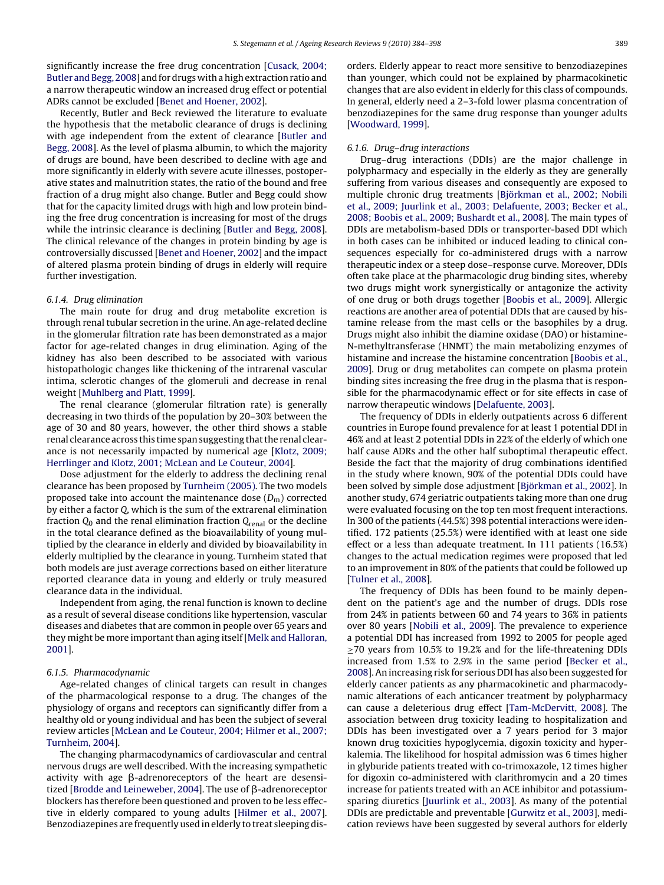significantly increase the free drug concentration [Cusack, 2004; Butler and Begg, 2008] and for drugs with a high extraction ratio and a narrow therapeutic window an increased drug effect or potential ADRs cannot be excluded [Benet and Hoener, 2002].

Recently, Butler and Beck reviewed the literature to evaluate the hypothesis that the metabolic clearance of drugs is declining with age independent from the extent of clearance [Butler and Begg, 2008]. As the level of plasma albumin, to which the majority of drugs are bound, have been described to decline with age and more significantly in elderly with severe acute illnesses, postoperative states and malnutrition states, the ratio of the bound and free fraction of a drug might also change. Butler and Begg could show that for the capacity limited drugs with high and low protein binding the free drug concentration is increasing for most of the drugs while the intrinsic clearance is declining [Butler and Begg, 2008]. The clinical relevance of the changes in protein binding by age is controversially discussed [Benet and Hoener, 2002] and the impact of altered plasma protein binding of drugs in elderly will require further investigation.

#### 6.1.4. Drug elimination

The main route for drug and drug metabolite excretion is through renal tubular secretion in the urine. An age-related decline in the glomerular filtration rate has been demonstrated as a major factor for age-related changes in drug elimination. Aging of the kidney has also been described to be associated with various histopathologic changes like thickening of the intrarenal vascular intima, sclerotic changes of the glomeruli and decrease in renal weight [Muhlberg and Platt, 1999].

The renal clearance (glomerular filtration rate) is generally decreasing in two thirds of the population by 20–30% between the age of 30 and 80 years, however, the other third shows a stable renal clearance across this time span suggesting that the renal clearance is not necessarily impacted by numerical age [Klotz, 2009; Herrlinger and Klotz, 2001; McLean and Le Couteur, 2004].

Dose adjustment for the elderly to address the declining renal clearance has been proposed by Turnheim (2005). The two models proposed take into account the maintenance dose ($D_m$) corrected by either a factor $Q$, which is the sum of the extrarenal elimination fraction $Q_0$ and the renal elimination fraction $Q_{renal}$ or the decline in the total clearance defined as the bioavailability of young multiplied by the clearance in elderly and divided by bioavailability in elderly multiplied by the clearance in young. Turnheim stated that both models are just average corrections based on either literature reported clearance data in young and elderly or truly measured clearance data in the individual.

Independent from aging, the renal function is known to decline as a result of several disease conditions like hypertension, vascular diseases and diabetes that are common in people over 65 years and they might be more important than aging itself [Melk and Halloran, 2001].

#### 6.1.5. Pharmacodynamic

Age-related changes of clinical targets can result in changes of the pharmacological response to a drug. The changes of the physiology of organs and receptors can significantly differ from a healthy old or young individual and has been the subject of several review articles [McLean and Le Couteur, 2004; Hilmer et al., 2007; Turnheim, 2004].

The changing pharmacodynamics of cardiovascular and central nervous drugs are well described. With the increasing sympathetic activity with age β-adrenoreceptors of the heart are desensitized [Brodde and Leineweber, 2004]. The use of β-adrenoreceptor blockers has therefore been questioned and proven to be less effective in elderly compared to young adults [Hilmer et al., 2007]. Benzodiazepines are frequently used in elderly to treat sleeping disorders. Elderly appear to react more sensitive to benzodiazepines than younger, which could not be explained by pharmacokinetic changes that are also evident in elderly for this class of compounds. In general, elderly need a 2–3-fold lower plasma concentration of benzodiazepines for the same drug response than younger adults [Woodward, 1999].

#### 6.1.6. Drug–drug interactions

Drug–drug interactions (DDIs) are the major challenge in polypharmacy and especially in the elderly as they are generally suffering from various diseases and consequently are exposed to multiple chronic drug treatments [Björkman et al., 2002; Nobili et al., 2009; Juurlink et al., 2003; Delafuente, 2003; Becker et al., 2008; Boobis et al., 2009; Bushardt et al., 2008]. The main types of DDIs are metabolism-based DDIs or transporter-based DDI which in both cases can be inhibited or induced leading to clinical consequences especially for co-administered drugs with a narrow therapeutic index or a steep dose–response curve. Moreover, DDIs often take place at the pharmacologic drug binding sites, whereby two drugs might work synergistically or antagonize the activity of one drug or both drugs together [Boobis et al., 2009]. Allergic reactions are another area of potential DDIs that are caused by histamine release from the mast cells or the basophiles by a drug. Drugs might also inhibit the diamine oxidase (DAO) or histamine-N-methyltransferase (HNMT) the main metabolizing enzymes of histamine and increase the histamine concentration [Boobis et al., 2009]. Drug or drug metabolites can compete on plasma protein binding sites increasing the free drug in the plasma that is responsible for the pharmacodynamic effect or for site effects in case of narrow therapeutic windows [Delafuente, 2003].

The frequency of DDIs in elderly outpatients across 6 different countries in Europe found prevalence for at least 1 potential DDI in 46% and at least 2 potential DDIs in 22% of the elderly of which one half cause ADRs and the other half suboptimal therapeutic effect. Beside the fact that the majority of drug combinations identified in the study where known, 90% of the potential DDIs could have been solved by simple dose adjustment [Björkman et al., 2002]. In another study, 674 geriatric outpatients taking more than one drug were evaluated focusing on the top ten most frequent interactions. In 300 of the patients (44.5%) 398 potential interactions were identified. 172 patients (25.5%) were identified with at least one side effect or a less than adequate treatment. In 111 patients (16.5%) changes to the actual medication regimes were proposed that led to an improvement in 80% of the patients that could be followed up [Tulner et al., 2008].

The frequency of DDIs has been found to be mainly dependent on the patient's age and the number of drugs. DDIs rose from 24% in patients between 60 and 74 years to 36% in patients over 80 years [Nobili et al., 2009]. The prevalence to experience a potential DDI has increased from 1992 to 2005 for people aged ≥70 years from 10.5% to 19.2% and for the life-threatening DDIs increased from 1.5% to 2.9% in the same period [Becker et al., 2008]. An increasing risk for serious DDI has also been suggested for elderly cancer patients as any pharmacokinetic and pharmacodynamic alterations of each anticancer treatment by polypharmacy can cause a deleterious drug effect [Tam-McDervitt, 2008]. The association between drug toxicity leading to hospitalization and DDIs has been investigated over a 7 years period for 3 major known drug toxicities hypoglycemia, digoxin toxicity and hyperkalemia. The likelihood for hospital admission was 6 times higher in glyburide patients treated with co-trimoxazole, 12 times higher for digoxin co-administered with clarithromycin and a 20 times increase for patients treated with an ACE inhibitor and potassium-sparing diuretics [Juurlink et al., 2003]. As many of the potential DDIs are predictable and preventable [Gurwitz et al., 2003], medication reviews have been suggested by several authors for elderly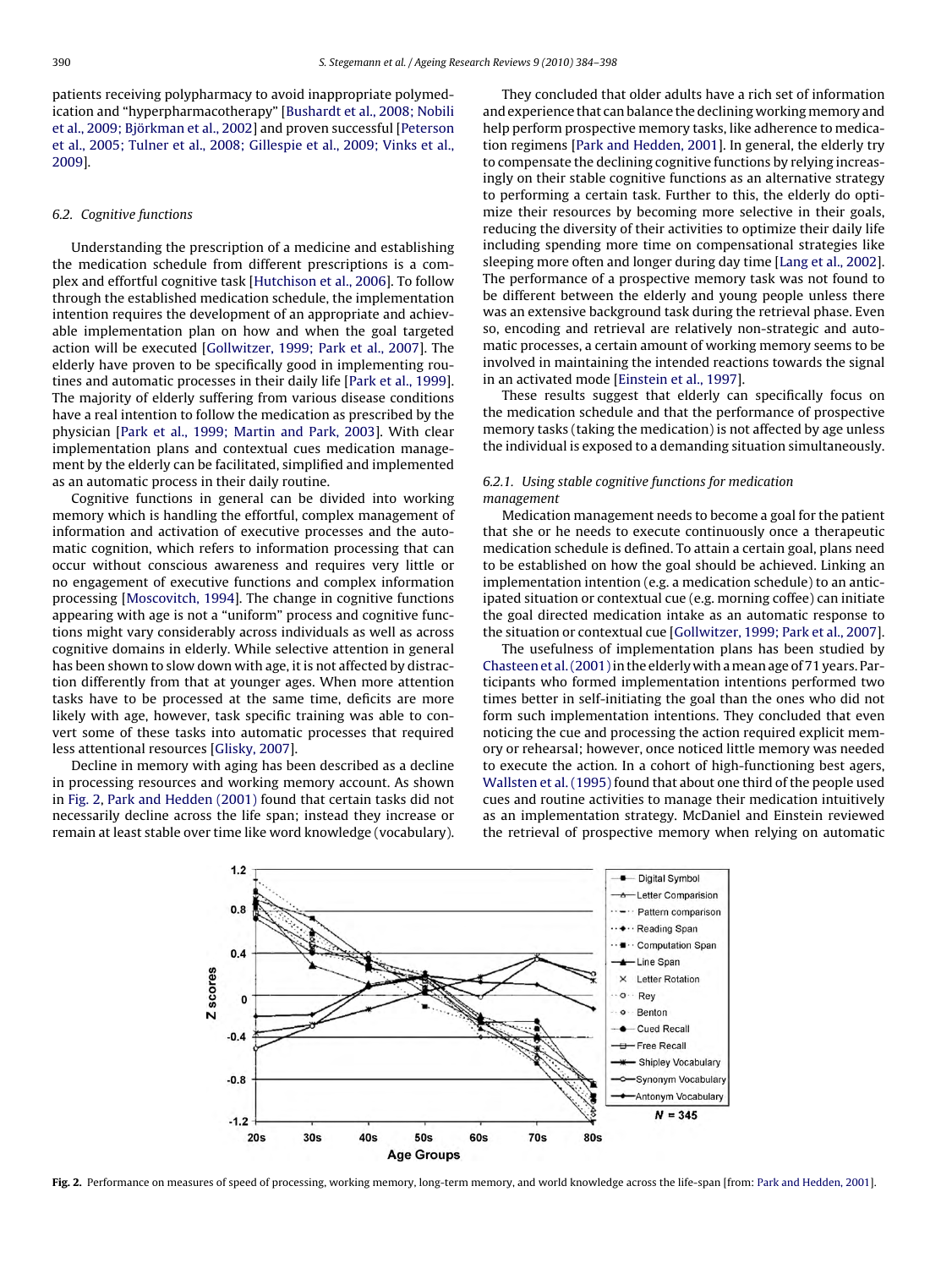patients receiving polypharmacy to avoid inappropriate polymedication and "hyperpharmacotherapy" [Bushardt et al., 2008; Nobili et al., 2009; Björkman et al., 2002] and proven successful [Peterson et al., 2005; Tulner et al., 2008; Gillespie et al., 2009; Vinks et al., 2009].

### 6.2. Cognitive functions

Understanding the prescription of a medicine and establishing the medication schedule from different prescriptions is a complex and effortful cognitive task [Hutchison et al., 2006]. To follow through the established medication schedule, the implementation intention requires the development of an appropriate and achievable implementation plan on how and when the goal targeted action will be executed [Gollwitzer, 1999; Park et al., 2007]. The elderly have proven to be specifically good in implementing routines and automatic processes in their daily life [Park et al., 1999]. The majority of elderly suffering from various disease conditions have a real intention to follow the medication as prescribed by the physician [Park et al., 1999; Martin and Park, 2003]. With clear implementation plans and contextual cues medication management by the elderly can be facilitated, simplified and implemented as an automatic process in their daily routine.

Cognitive functions in general can be divided into working memory which is handling the effortful, complex management of information and activation of executive processes and the automatic cognition, which refers to information processing that can occur without conscious awareness and requires very little or no engagement of executive functions and complex information processing [Moscovitch, 1994]. The change in cognitive functions appearing with age is not a "uniform" process and cognitive functions might vary considerably across individuals as well as across cognitive domains in elderly. While selective attention in general has been shown to slow down with age, it is not affected by distraction differently from that at younger ages. When more attention tasks have to be processed at the same time, deficits are more likely with age, however, task specific training was able to convert some of these tasks into automatic processes that required less attentional resources [Glisky, 2007].

Decline in memory with aging has been described as a decline in processing resources and working memory account. As shown in Fig. 2, Park and Hedden (2001) found that certain tasks did not necessarily decline across the life span; instead they increase or remain at least stable over time like word knowledge (vocabulary). They concluded that older adults have a rich set of information and experience that can balance the declining working memory and help perform prospective memory tasks, like adherence to medication regimens [Park and Hedden, 2001]. In general, the elderly try to compensate the declining cognitive functions by relying increasingly on their stable cognitive functions as an alternative strategy to performing a certain task. Further to this, the elderly do optimize their resources by becoming more selective in their goals, reducing the diversity of their activities to optimize their daily life including spending more time on compensational strategies like sleeping more often and longer during day time [Lang et al., 2002]. The performance of a prospective memory task was not found to be different between the elderly and young people unless there was an extensive background task during the retrieval phase. Even so, encoding and retrieval are relatively non-strategic and automatic processes, a certain amount of working memory seems to be involved in maintaining the intended reactions towards the signal in an activated mode [Einstein et al., 1997].

These results suggest that elderly can specifically focus on the medication schedule and that the performance of prospective memory tasks (taking the medication) is not affected by age unless the individual is exposed to a demanding situation simultaneously.

#### 6.2.1. Using stable cognitive functions for medication management

Medication management needs to become a goal for the patient that she or he needs to execute continuously once a therapeutic medication schedule is defined. To attain a certain goal, plans need to be established on how the goal should be achieved. Linking an implementation intention (e.g. a medication schedule) to an anticipated situation or contextual cue (e.g. morning coffee) can initiate the goal directed medication intake as an automatic response to the situation or contextual cue [Gollwitzer, 1999; Park et al., 2007].

The usefulness of implementation plans has been studied by Chasteen et al. (2001) in the elderly with a mean age of 71 years. Participants who formed implementation intentions performed two times better in self-initiating the goal than the ones who did not form such implementation intentions. They concluded that even noticing the cue and processing the action required explicit memory or rehearsal; however, once noticed little memory was needed to execute the action. In a cohort of high-functioning best agers, Wallsten et al. (1995) found that about one third of the people used cues and routine activities to manage their medication intuitively as an implementation strategy. McDaniel and Einstein reviewed the retrieval of prospective memory when relying on automatic

Z scores
1.2
0.8
0.4
0
-0.4
-0.8
-1.2
20s 30s 40s 50s 60s 70s 80s
Age Groups

Digital Symbol
Letter Comparision
Pattern comparison
Reading Span
Computation Span
Line Span
Letter Rotation
Rey
Benton
Cued Recall
Free Recall
Shipley Vocabulary
Synonym Vocabulary
Antonym Vocabulary
N = 345

**Fig. 2.** Performance on measures of speed of processing, working memory, long-term memory, and world knowledge across the life-span [from: Park and Hedden, 2001].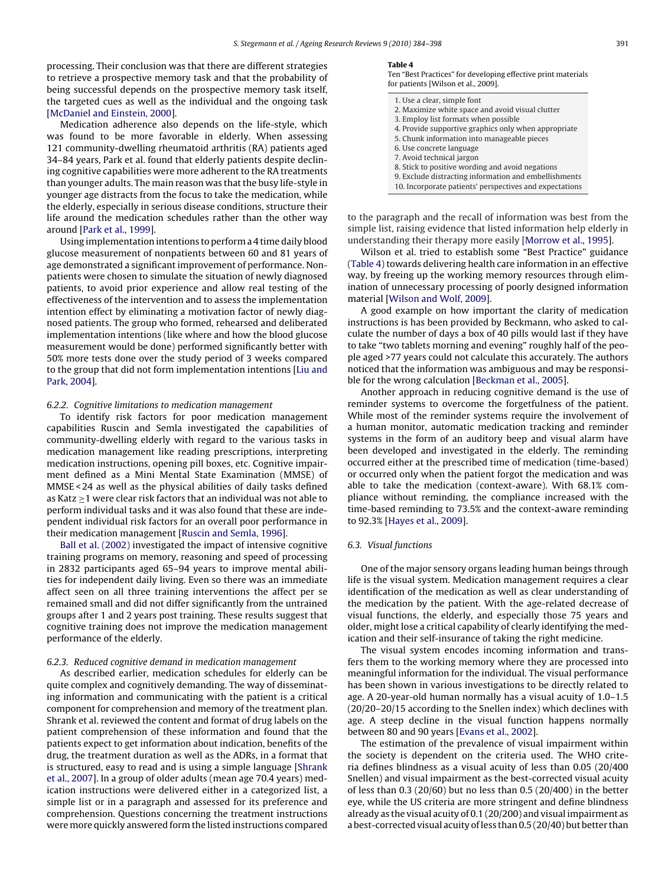processing. Their conclusion was that there are different strategies to retrieve a prospective memory task and that the probability of being successful depends on the prospective memory task itself, the targeted cues as well as the individual and the ongoing task [McDaniel and Einstein, 2000].

Medication adherence also depends on the life-style, which was found to be more favorable in elderly. When assessing 121 community-dwelling rheumatoid arthritis (RA) patients aged 34–84 years, Park et al. found that elderly patients despite declining cognitive capabilities were more adherent to the RA treatments than younger adults. The main reason was that the busy life-style in younger age distracts from the focus to take the medication, while the elderly, especially in serious disease conditions, structure their life around the medication schedules rather than the other way around [Park et al., 1999].

Using implementation intentions to perform a 4 time daily blood glucose measurement of nonpatients between 60 and 81 years of age demonstrated a significant improvement of performance. Nonpatients were chosen to simulate the situation of newly diagnosed patients, to avoid prior experience and allow real testing of the effectiveness of the intervention and to assess the implementation intention effect by eliminating a motivation factor of newly diagnosed patients. The group who formed, rehearsed and deliberated implementation intentions (like where and how the blood glucose measurement would be done) performed significantly better with 50% more tests done over the study period of 3 weeks compared to the group that did not form implementation intentions [Liu and Park, 2004].

#### 6.2.2. Cognitive limitations to medication management

To identify risk factors for poor medication management capabilities Ruscin and Semla investigated the capabilities of community-dwelling elderly with regard to the various tasks in medication management like reading prescriptions, interpreting medication instructions, opening pill boxes, etc. Cognitive impairment defined as a Mini Mental State Examination (MMSE) of MMSE < 24 as well as the physical abilities of daily tasks defined as Katz ≥1 were clear risk factors that an individual was not able to perform individual tasks and it was also found that these are independent individual risk factors for an overall poor performance in their medication management [Ruscin and Semla, 1996].

Ball et al. (2002) investigated the impact of intensive cognitive training programs on memory, reasoning and speed of processing in 2832 participants aged 65–94 years to improve mental abilities for independent daily living. Even so there was an immediate affect seen on all three training interventions the affect per se remained small and did not differ significantly from the untrained groups after 1 and 2 years post training. These results suggest that cognitive training does not improve the medication management performance of the elderly.

#### 6.2.3. Reduced cognitive demand in medication management

As described earlier, medication schedules for elderly can be quite complex and cognitively demanding. The way of disseminating information and communicating with the patient is a critical component for comprehension and memory of the treatment plan. Shrank et al. reviewed the content and format of drug labels on the patient comprehension of these information and found that the patients expect to get information about indication, benefits of the drug, the treatment duration as well as the ADRs, in a format that is structured, easy to read and is using a simple language [Shrank et al., 2007]. In a group of older adults (mean age 70.4 years) medication instructions were delivered either in a categorized list, a simple list or in a paragraph and assessed for its preference and comprehension. Questions concerning the treatment instructions were more quickly answered form the listed instructions compared to the paragraph and the recall of information was best from the simple list, raising evidence that listed information help elderly in understanding their therapy more easily [Morrow et al., 1995].

**Table 4**
Ten "Best Practices" for developing effective print materials for patients [Wilson et al., 2009].

1. Use a clear, simple font
2. Maximize white space and avoid visual clutter
3. Employ list formats when possible
4. Provide supportive graphics only when appropriate
5. Chunk information into manageable pieces
6. Use concrete language
7. Avoid technical jargon
8. Stick to positive wording and avoid negations
9. Exclude distracting information and embellishments
10. Incorporate patients' perspectives and expectations

Wilson et al. tried to establish some "Best Practice" guidance (Table 4) towards delivering health care information in an effective way, by freeing up the working memory resources through elimination of unnecessary processing of poorly designed information material [Wilson and Wolf, 2009].

A good example on how important the clarity of medication instructions is has been provided by Beckmann, who asked to calculate the number of days a box of 40 pills would last if they have to take "two tablets morning and evening" roughly half of the people aged >77 years could not calculate this accurately. The authors noticed that the information was ambiguous and may be responsible for the wrong calculation [Beckman et al., 2005].

Another approach in reducing cognitive demand is the use of reminder systems to overcome the forgetfulness of the patient. While most of the reminder systems require the involvement of a human monitor, automatic medication tracking and reminder systems in the form of an auditory beep and visual alarm have been developed and investigated in the elderly. The reminding occurred either at the prescribed time of medication (time-based) or occurred only when the patient forgot the medication and was able to take the medication (context-aware). With 68.1% compliance without reminding, the compliance increased with the time-based reminding to 73.5% and the context-aware reminding to 92.3% [Hayes et al., 2009].

### 6.3. Visual functions

One of the major sensory organs leading human beings through life is the visual system. Medication management requires a clear identification of the medication as well as clear understanding of the medication by the patient. With the age-related decrease of visual functions, the elderly, and especially those 75 years and older, might lose a critical capability of clearly identifying the medication and their self-insurance of taking the right medicine.

The visual system encodes incoming information and transfers them to the working memory where they are processed into meaningful information for the individual. The visual performance has been shown in various investigations to be directly related to age. A 20-year-old human normally has a visual acuity of 1.0–1.5 (20/20–20/15 according to the Snellen index) which declines with age. A steep decline in the visual function happens normally between 80 and 90 years [Evans et al., 2002].

The estimation of the prevalence of visual impairment within the society is dependent on the criteria used. The WHO criteria defines blindness as a visual acuity of less than 0.05 (20/400 Snellen) and visual impairment as the best-corrected visual acuity of less than 0.3 (20/60) but no less than 0.5 (20/400) in the better eye, while the US criteria are more stringent and define blindness already as the visual acuity of 0.1 (20/200) and visual impairment as a best-corrected visual acuity of less than 0.5 (20/40) but better than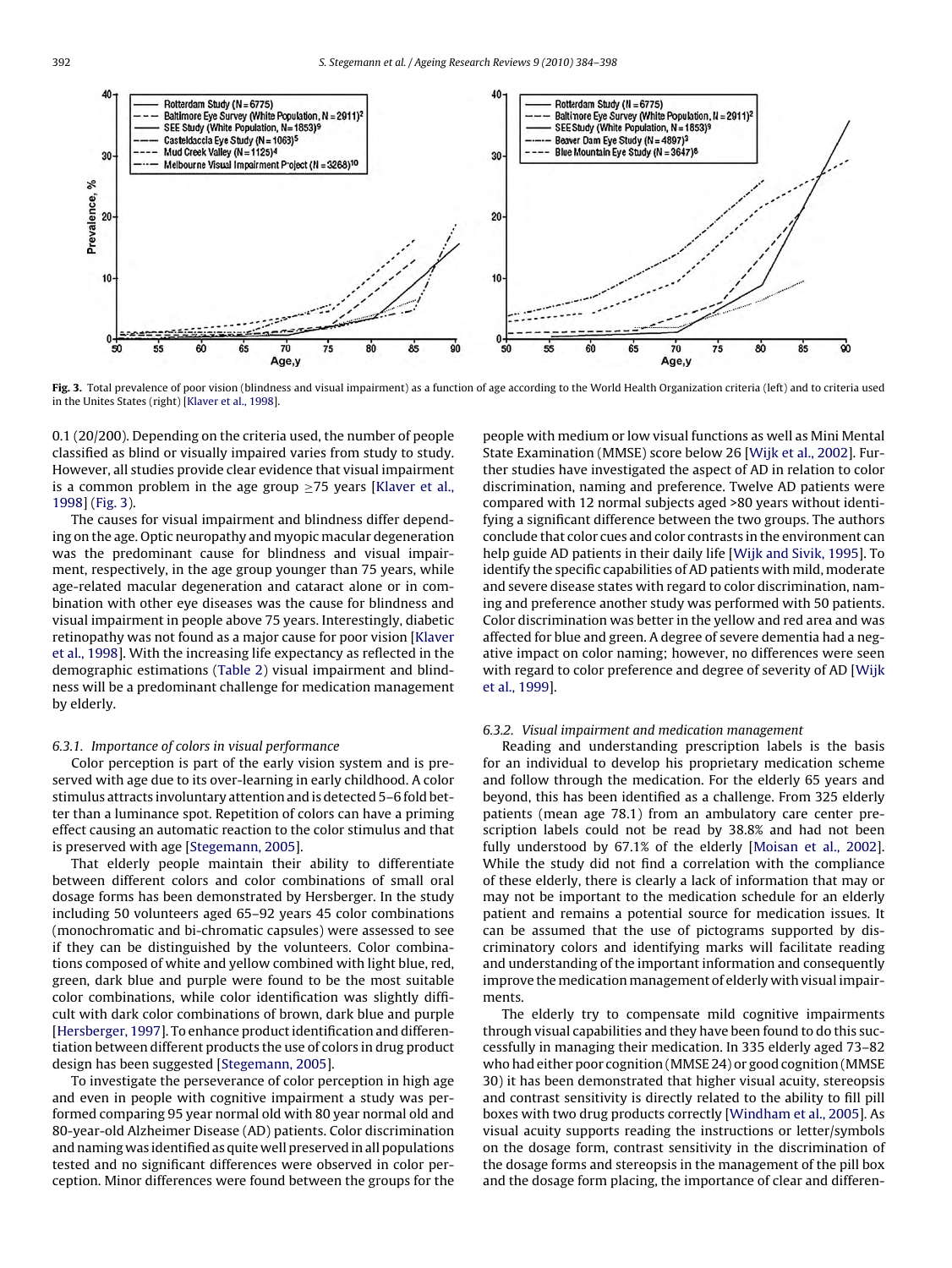Fig. 3. Total prevalence of poor vision (blindness and visual impairment) as a function of age according to the World Health Organization criteria (left) and to criteria used in the Unites States (right) [Klaver et al., 1998].

0.1 (20/200). Depending on the criteria used, the number of people classified as blind or visually impaired varies from study to study. However, all studies provide clear evidence that visual impairment is a common problem in the age group ≥75 years [Klaver et al., 1998] (Fig. 3).

The causes for visual impairment and blindness differ depending on the age. Optic neuropathy and myopic macular degeneration was the predominant cause for blindness and visual impairment, respectively, in the age group younger than 75 years, while age-related macular degeneration and cataract alone or in combination with other eye diseases was the cause for blindness and visual impairment in people above 75 years. Interestingly, diabetic retinopathy was not found as a major cause for poor vision [Klaver et al., 1998]. With the increasing life expectancy as reflected in the demographic estimations (Table 2) visual impairment and blindness will be a predominant challenge for medication management by elderly.

### 6.3.1. Importance of colors in visual performance

Color perception is part of the early vision system and is preserved with age due to its over-learning in early childhood. A color stimulus attracts involuntary attention and is detected 5–6 fold better than a luminance spot. Repetition of colors can have a priming effect causing an automatic reaction to the color stimulus and that is preserved with age [Stegemann, 2005].

That elderly people maintain their ability to differentiate between different colors and color combinations of small oral dosage forms has been demonstrated by Hersberger. In the study including 50 volunteers aged 65–92 years 45 color combinations (monochromatic and bi-chromatic capsules) were assessed to see if they can be distinguished by the volunteers. Color combinations composed of white and yellow combined with light blue, red, green, dark blue and purple were found to be the most suitable color combinations, while color identification was slightly difficult with dark color combinations of brown, dark blue and purple [Hersberger, 1997]. To enhance product identification and differentiation between different products the use of colors in drug product design has been suggested [Stegemann, 2005].

To investigate the perseverance of color perception in high age and even in people with cognitive impairment a study was performed comparing 95 year normal old with 80 year normal old and 80-year-old Alzheimer Disease (AD) patients. Color discrimination and naming was identified as quite well preserved in all populations tested and no significant differences were observed in color perception. Minor differences were found between the groups for the people with medium or low visual functions as well as Mini Mental State Examination (MMSE) score below 26 [Wijk et al., 2002]. Further studies have investigated the aspect of AD in relation to color discrimination, naming and preference. Twelve AD patients were compared with 12 normal subjects aged >80 years without identifying a significant difference between the two groups. The authors conclude that color cues and color contrasts in the environment can help guide AD patients in their daily life [Wijk and Sivik, 1995]. To identify the specific capabilities of AD patients with mild, moderate and severe disease states with regard to color discrimination, naming and preference another study was performed with 50 patients. Color discrimination was better in the yellow and red area and was affected for blue and green. A degree of severe dementia had a negative impact on color naming; however, no differences were seen with regard to color preference and degree of severity of AD [Wijk et al., 1999].

### 6.3.2. Visual impairment and medication management

Reading and understanding prescription labels is the basis for an individual to develop his proprietary medication scheme and follow through the medication. For the elderly 65 years and beyond, this has been identified as a challenge. From 325 elderly patients (mean age 78.1) from an ambulatory care center prescription labels could not be read by 38.8% and had not been fully understood by 67.1% of the elderly [Moisan et al., 2002]. While the study did not find a correlation with the compliance of these elderly, there is clearly a lack of information that may or may not be important to the medication schedule for an elderly patient and remains a potential source for medication issues. It can be assumed that the use of pictograms supported by discriminatory colors and identifying marks will facilitate reading and understanding of the important information and consequently improve the medication management of elderly with visual impairments.

The elderly try to compensate mild cognitive impairments through visual capabilities and they have been found to do this successfully in managing their medication. In 335 elderly aged 73–82 who had either poor cognition (MMSE 24) or good cognition (MMSE 30) it has been demonstrated that higher visual acuity, stereopsis and contrast sensitivity is directly related to the ability to fill pill boxes with two drug products correctly [Windham et al., 2005]. As visual acuity supports reading the instructions or letter/symbols on the dosage form, contrast sensitivity in the discrimination of the dosage forms and stereopsis in the management of the pill box and the dosage form placing, the importance of clear and differen-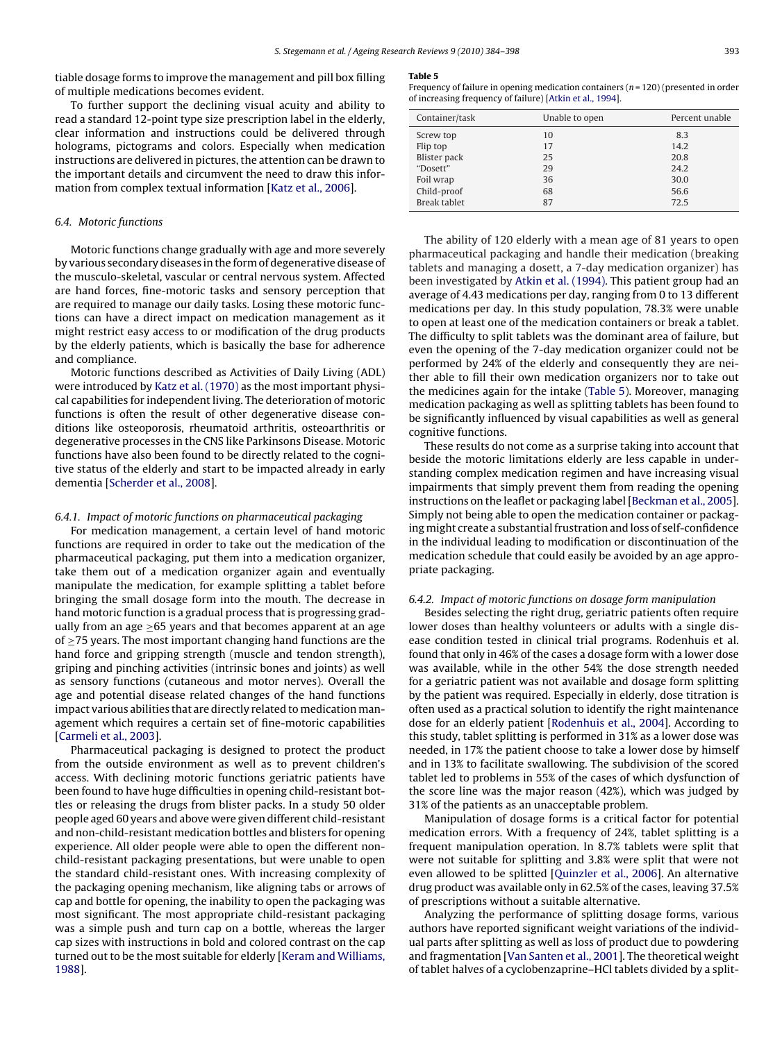tiable dosage forms to improve the management and pill box filling of multiple medications becomes evident.

To further support the declining visual acuity and ability to read a standard 12-point type size prescription label in the elderly, clear information and instructions could be delivered through holograms, pictograms and colors. Especially when medication instructions are delivered in pictures, the attention can be drawn to the important details and circumvent the need to draw this information from complex textual information [Katz et al., 2006].

### 6.4. Motoric functions

Motoric functions change gradually with age and more severely by various secondary diseases in the form of degenerative disease of the musculo-skeletal, vascular or central nervous system. Affected are hand forces, fine-motoric tasks and sensory perception that are required to manage our daily tasks. Losing these motoric functions can have a direct impact on medication management as it might restrict easy access to or modification of the drug products by the elderly patients, which is basically the base for adherence and compliance.

Motoric functions described as Activities of Daily Living (ADL) were introduced by Katz et al. (1970) as the most important physical capabilities for independent living. The deterioration of motoric functions is often the result of other degenerative disease conditions like osteoporosis, rheumatoid arthritis, osteoarthritis or degenerative processes in the CNS like Parkinsons Disease. Motoric functions have also been found to be directly related to the cognitive status of the elderly and start to be impacted already in early dementia [Scherder et al., 2008].

#### 6.4.1. Impact of motoric functions on pharmaceutical packaging

For medication management, a certain level of hand motoric functions are required in order to take out the medication of the pharmaceutical packaging, put them into a medication organizer, take them out of a medication organizer again and eventually manipulate the medication, for example splitting a tablet before bringing the small dosage form into the mouth. The decrease in hand motoric function is a gradual process that is progressing gradually from an age ≥65 years and that becomes apparent at an age of ≥75 years. The most important changing hand functions are the hand force and gripping strength (muscle and tendon strength), griping and pinching activities (intrinsic bones and joints) as well as sensory functions (cutaneous and motor nerves). Overall the age and potential disease related changes of the hand functions impact various abilities that are directly related to medication management which requires a certain set of fine-motoric capabilities [Carmeli et al., 2003].

Pharmaceutical packaging is designed to protect the product from the outside environment as well as to prevent children's access. With declining motoric functions geriatric patients have been found to have huge difficulties in opening child-resistant bottles or releasing the drugs from blister packs. In a study 50 older people aged 60 years and above were given different child-resistant and non-child-resistant medication bottles and blisters for opening experience. All older people were able to open the different non-child-resistant packaging presentations, but were unable to open the standard child-resistant ones. With increasing complexity of the packaging opening mechanism, like aligning tabs or arrows of cap and bottle for opening, the inability to open the packaging was most significant. The most appropriate child-resistant packaging was a simple push and turn cap on a bottle, whereas the larger cap sizes with instructions in bold and colored contrast on the cap turned out to be the most suitable for elderly [Keram and Williams, 1988].

**Table 5**
Frequency of failure in opening medication containers ($n = 120$) (presented in order of increasing frequency of failure) [Atkin et al., 1994].

| Container/task | Unable to open | Percent unable |
|---|---|---|
| Screw top | 10 | 8.3 |
| Flip top | 17 | 14.2 |
| Blister pack | 25 | 20.8 |
| "Dosett" | 29 | 24.2 |
| Foil wrap | 36 | 30.0 |
| Child-proof | 68 | 56.6 |
| Break tablet | 87 | 72.5 |

The ability of 120 elderly with a mean age of 81 years to open pharmaceutical packaging and handle their medication (breaking tablets and managing a dosett, a 7-day medication organizer) has been investigated by Atkin et al. (1994). This patient group had an average of 4.43 medications per day, ranging from 0 to 13 different medications per day. In this study population, 78.3% were unable to open at least one of the medication containers or break a tablet. The difficulty to split tablets was the dominant area of failure, but even the opening of the 7-day medication organizer could not be performed by 24% of the elderly and consequently they are neither able to fill their own medication organizers nor to take out the medicines again for the intake (Table 5). Moreover, managing medication packaging as well as splitting tablets has been found to be significantly influenced by visual capabilities as well as general cognitive functions.

These results do not come as a surprise taking into account that beside the motoric limitations elderly are less capable in understanding complex medication regimen and have increasing visual impairments that simply prevent them from reading the opening instructions on the leaflet or packaging label [Beckman et al., 2005]. Simply not being able to open the medication container or packaging might create a substantial frustration and loss of self-confidence in the individual leading to modification or discontinuation of the medication schedule that could easily be avoided by an age appropriate packaging.

#### 6.4.2. Impact of motoric functions on dosage form manipulation

Besides selecting the right drug, geriatric patients often require lower doses than healthy volunteers or adults with a single disease condition tested in clinical trial programs. Rodenhuis et al. found that only in 46% of the cases a dosage form with a lower dose was available, while in the other 54% the dose strength needed for a geriatric patient was not available and dosage form splitting by the patient was required. Especially in elderly, dose titration is often used as a practical solution to identify the right maintenance dose for an elderly patient [Rodenhuis et al., 2004]. According to this study, tablet splitting is performed in 31% as a lower dose was needed, in 17% the patient choose to take a lower dose by himself and in 13% to facilitate swallowing. The subdivision of the scored tablet led to problems in 55% of the cases of which dysfunction of the score line was the major reason (42%), which was judged by 31% of the patients as an unacceptable problem.

Manipulation of dosage forms is a critical factor for potential medication errors. With a frequency of 24%, tablet splitting is a frequent manipulation operation. In 8.7% tablets were split that were not suitable for splitting and 3.8% were split that were not even allowed to be splitted [Quinzler et al., 2006]. An alternative drug product was available only in 62.5% of the cases, leaving 37.5% of prescriptions without a suitable alternative.

Analyzing the performance of splitting dosage forms, various authors have reported significant weight variations of the individual parts after splitting as well as loss of product due to powdering and fragmentation [Van Santen et al., 2001]. The theoretical weight of tablet halves of a cyclobenzaprine–HCl tablets divided by a split-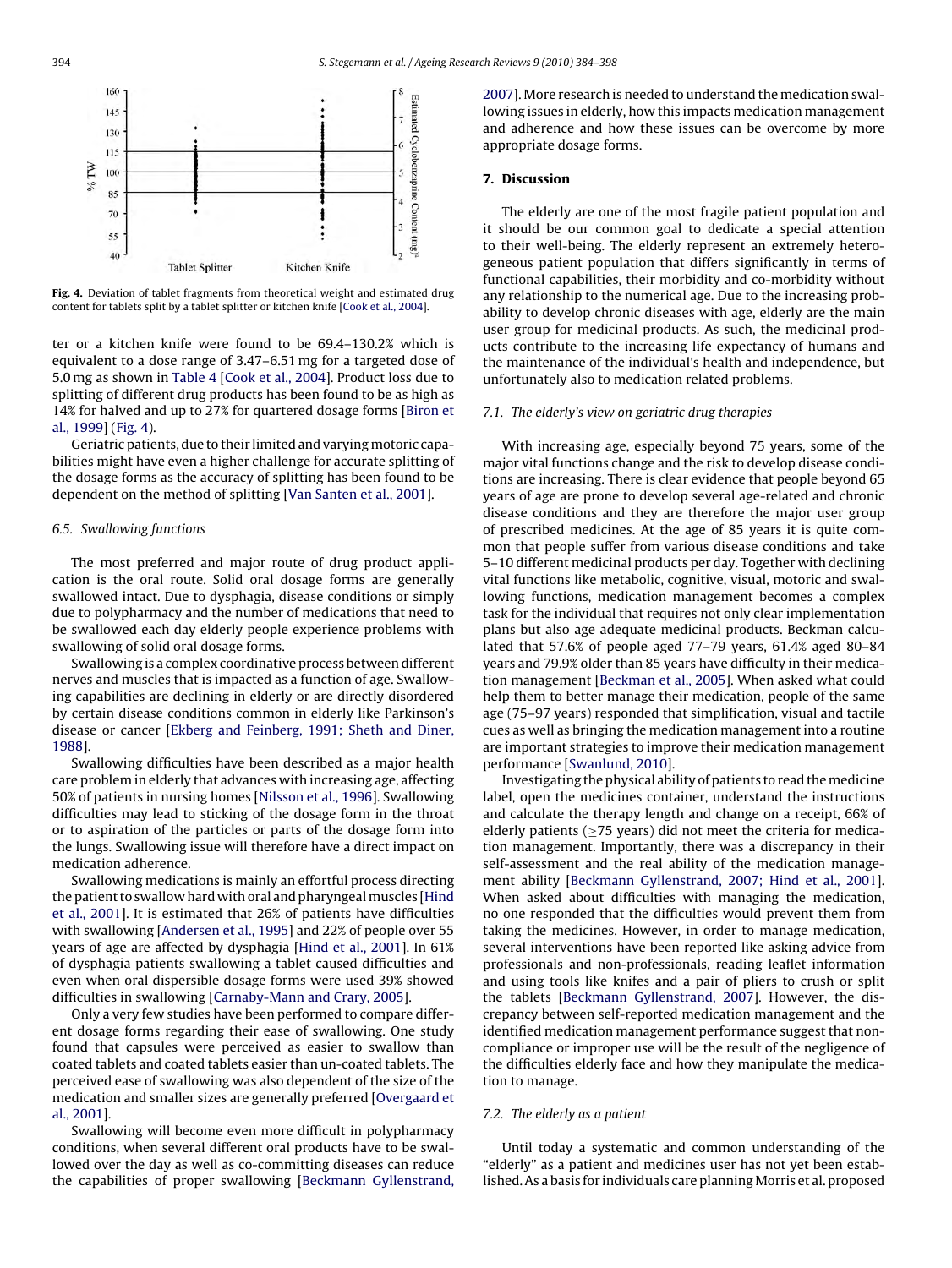Fig. 4. Deviation of tablet fragments from theoretical weight and estimated drug content for tablets split by a tablet splitter or kitchen knife [Cook et al., 2004].

ter or a kitchen knife were found to be 69.4–130.2% which is equivalent to a dose range of 3.47–6.51 mg for a targeted dose of 5.0 mg as shown in Table 4 [Cook et al., 2004]. Product loss due to splitting of different drug products has been found to be as high as 14% for halved and up to 27% for quartered dosage forms [Biron et al., 1999] (Fig. 4).

Geriatric patients, due to their limited and varying motoric capabilities might have even a higher challenge for accurate splitting of the dosage forms as the accuracy of splitting has been found to be dependent on the method of splitting [Van Santen et al., 2001].

### 6.5. Swallowing functions

The most preferred and major route of drug product application is the oral route. Solid oral dosage forms are generally swallowed intact. Due to dysphagia, disease conditions or simply due to polypharmacy and the number of medications that need to be swallowed each day elderly people experience problems with swallowing of solid oral dosage forms.

Swallowing is a complex coordinative process between different nerves and muscles that is impacted as a function of age. Swallowing capabilities are declining in elderly or are directly disordered by certain disease conditions common in elderly like Parkinson's disease or cancer [Ekberg and Feinberg, 1991; Sheth and Diner, 1988].

Swallowing difficulties have been described as a major health care problem in elderly that advances with increasing age, affecting 50% of patients in nursing homes [Nilsson et al., 1996]. Swallowing difficulties may lead to sticking of the dosage form in the throat or to aspiration of the particles or parts of the dosage form into the lungs. Swallowing issue will therefore have a direct impact on medication adherence.

Swallowing medications is mainly an effortful process directing the patient to swallow hard with oral and pharyngeal muscles [Hind et al., 2001]. It is estimated that 26% of patients have difficulties with swallowing [Andersen et al., 1995] and 22% of people over 55 years of age are affected by dysphagia [Hind et al., 2001]. In 61% of dysphagia patients swallowing a tablet caused difficulties and even when oral dispersible dosage forms were used 39% showed difficulties in swallowing [Carnaby-Mann and Crary, 2005].

Only a very few studies have been performed to compare different dosage forms regarding their ease of swallowing. One study found that capsules were perceived as easier to swallow than coated tablets and coated tablets easier than un-coated tablets. The perceived ease of swallowing was also dependent of the size of the medication and smaller sizes are generally preferred [Overgaard et al., 2001].

Swallowing will become even more difficult in polypharmacy conditions, when several different oral products have to be swallowed over the day as well as co-committing diseases can reduce the capabilities of proper swallowing [Beckmann Gyllenstrand, 2007]. More research is needed to understand the medication swallowing issues in elderly, how this impacts medication management and adherence and how these issues can be overcome by more appropriate dosage forms.

## 7. Discussion

The elderly are one of the most fragile patient population and it should be our common goal to dedicate a special attention to their well-being. The elderly represent an extremely heterogeneous patient population that differs significantly in terms of functional capabilities, their morbidity and co-morbidity without any relationship to the numerical age. Due to the increasing probability to develop chronic diseases with age, elderly are the main user group for medicinal products. As such, the medicinal products contribute to the increasing life expectancy of humans and the maintenance of the individual's health and independence, but unfortunately also to medication related problems.

### 7.1. The elderly's view on geriatric drug therapies

With increasing age, especially beyond 75 years, some of the major vital functions change and the risk to develop disease conditions are increasing. There is clear evidence that people beyond 65 years of age are prone to develop several age-related and chronic disease conditions and they are therefore the major user group of prescribed medicines. At the age of 85 years it is quite common that people suffer from various disease conditions and take 5–10 different medicinal products per day. Together with declining vital functions like metabolic, cognitive, visual, motoric and swallowing functions, medication management becomes a complex task for the individual that requires not only clear implementation plans but also age adequate medicinal products. Beckman calculated that 57.6% of people aged 77–79 years, 61.4% aged 80–84 years and 79.9% older than 85 years have difficulty in their medication management [Beckman et al., 2005]. When asked what could help them to better manage their medication, people of the same age (75–97 years) responded that simplification, visual and tactile cues as well as bringing the medication management into a routine are important strategies to improve their medication management performance [Swanlund, 2010].

Investigating the physical ability of patients to read the medicine label, open the medicines container, understand the instructions and calculate the therapy length and change on a receipt, 66% of elderly patients (≥75 years) did not meet the criteria for medication management. Importantly, there was a discrepancy in their self-assessment and the real ability of the medication management ability [Beckmann Gyllenstrand, 2007; Hind et al., 2001]. When asked about difficulties with managing the medication, no one responded that the difficulties would prevent them from taking the medicines. However, in order to manage medication, several interventions have been reported like asking advice from professionals and non-professionals, reading leaflet information and using tools like knifes and a pair of pliers to crush or split the tablets [Beckmann Gyllenstrand, 2007]. However, the discrepancy between self-reported medication management and the identified medication management performance suggest that non-compliance or improper use will be the result of the negligence of the difficulties elderly face and how they manipulate the medication to manage.

### 7.2. The elderly as a patient

Until today a systematic and common understanding of the "elderly" as a patient and medicines user has not yet been established. As a basis for individuals care planning Morris et al. proposed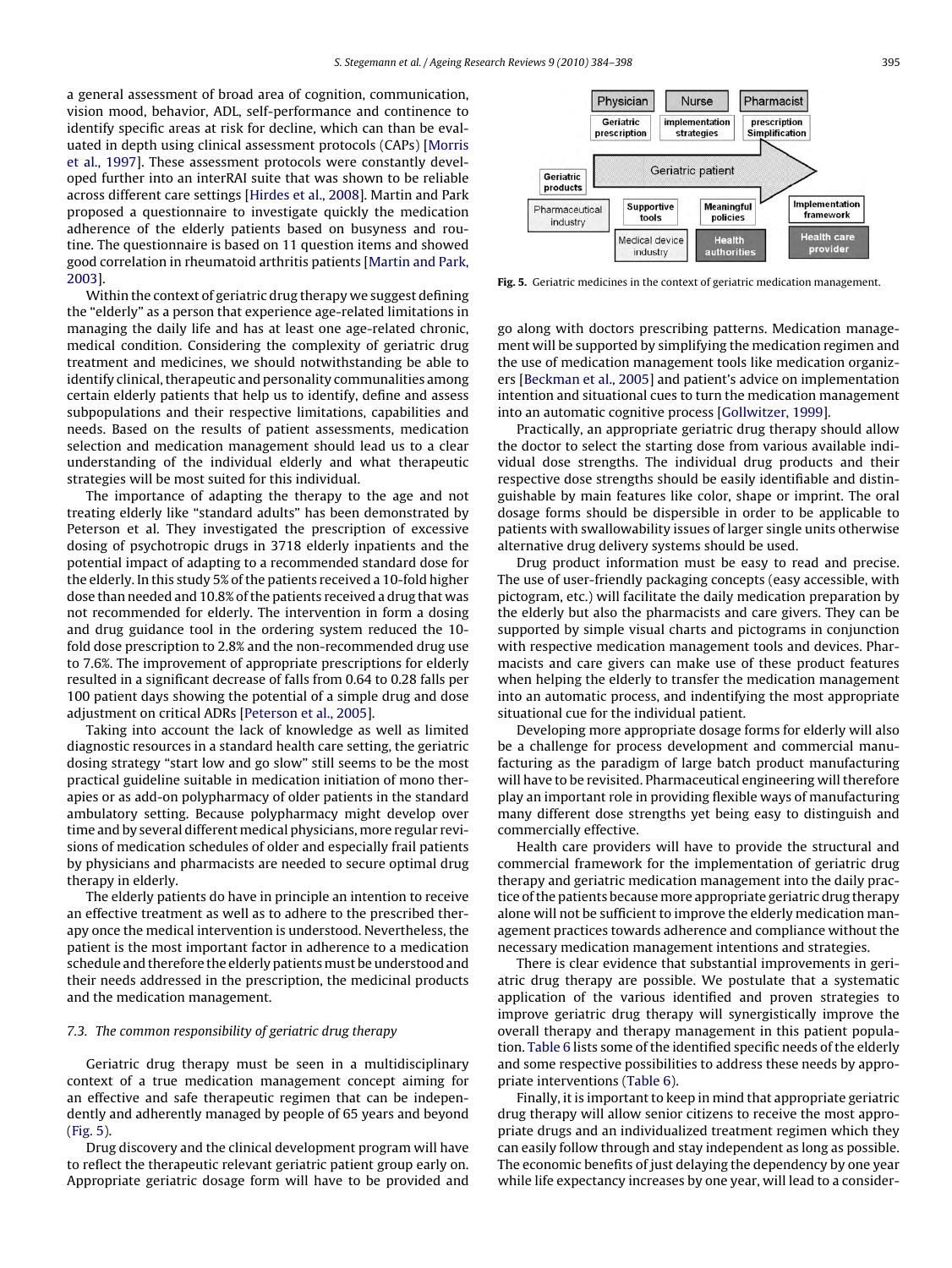a general assessment of broad area of cognition, communication, vision mood, behavior, ADL, self-performance and continence to identify specific areas at risk for decline, which can than be evaluated in depth using clinical assessment protocols (CAPs) [Morris et al., 1997]. These assessment protocols were constantly developed further into an interRAI suite that was shown to be reliable across different care settings [Hirdes et al., 2008]. Martin and Park proposed a questionnaire to investigate quickly the medication adherence of the elderly patients based on busyness and routine. The questionnaire is based on 11 question items and showed good correlation in rheumatoid arthritis patients [Martin and Park, 2003].

Within the context of geriatric drug therapy we suggest defining the "elderly" as a person that experience age-related limitations in managing the daily life and has at least one age-related chronic, medical condition. Considering the complexity of geriatric drug treatment and medicines, we should notwithstanding be able to identify clinical, therapeutic and personality communalities among certain elderly patients that help us to identify, define and assess subpopulations and their respective limitations, capabilities and needs. Based on the results of patient assessments, medication selection and medication management should lead us to a clear understanding of the individual elderly and what therapeutic strategies will be most suited for this individual.

The importance of adapting the therapy to the age and not treating elderly like "standard adults" has been demonstrated by Peterson et al. They investigated the prescription of excessive dosing of psychotropic drugs in 3718 elderly inpatients and the potential impact of adapting to a recommended standard dose for the elderly. In this study 5% of the patients received a 10-fold higher dose than needed and 10.8% of the patients received a drug that was not recommended for elderly. The intervention in form a dosing and drug guidance tool in the ordering system reduced the 10-fold dose prescription to 2.8% and the non-recommended drug use to 7.6%. The improvement of appropriate prescriptions for elderly resulted in a significant decrease of falls from 0.64 to 0.28 falls per 100 patient days showing the potential of a simple drug and dose adjustment on critical ADRs [Peterson et al., 2005].

Taking into account the lack of knowledge as well as limited diagnostic resources in a standard health care setting, the geriatric dosing strategy "start low and go slow" still seems to be the most practical guideline suitable in medication initiation of mono therapies or as add-on polypharmacy of older patients in the standard ambulatory setting. Because polypharmacy might develop over time and by several different medical physicians, more regular revisions of medication schedules of older and especially frail patients by physicians and pharmacists are needed to secure optimal drug therapy in elderly.

The elderly patients do have in principle an intention to receive an effective treatment as well as to adhere to the prescribed therapy once the medical intervention is understood. Nevertheless, the patient is the most important factor in adherence to a medication schedule and therefore the elderly patients must be understood and their needs addressed in the prescription, the medicinal products and the medication management.

### 7.3. The common responsibility of geriatric drug therapy

Geriatric drug therapy must be seen in a multidisciplinary context of a true medication management concept aiming for an effective and safe therapeutic regimen that can be independently and adherently managed by people of 65 years and beyond (Fig. 5).

Drug discovery and the clinical development program will have to reflect the therapeutic relevant geriatric patient group early on. Appropriate geriatric dosage form will have to be provided and

Physician
Nurse
Pharmacist
Geriatric prescription
implementation strategies
prescription Simplification
Geriatric products
Geriatric patient
Pharmaceutical industry
Supportive tools
Meaningful policies
Implementation framework
Medical device industry
Health authorities
Health care provider

**Fig. 5.** Geriatric medicines in the context of geriatric medication management.

go along with doctors prescribing patterns. Medication management will be supported by simplifying the medication regimen and the use of medication management tools like medication organizers [Beckman et al., 2005] and patient's advice on implementation intention and situational cues to turn the medication management into an automatic cognitive process [Gollwitzer, 1999].

Practically, an appropriate geriatric drug therapy should allow the doctor to select the starting dose from various available individual dose strengths. The individual drug products and their respective dose strengths should be easily identifiable and distinguishable by main features like color, shape or imprint. The oral dosage forms should be dispersible in order to be applicable to patients with swallowability issues of larger single units otherwise alternative drug delivery systems should be used.

Drug product information must be easy to read and precise. The use of user-friendly packaging concepts (easy accessible, with pictogram, etc.) will facilitate the daily medication preparation by the elderly but also the pharmacists and care givers. They can be supported by simple visual charts and pictograms in conjunction with respective medication management tools and devices. Pharmacists and care givers can make use of these product features when helping the elderly to transfer the medication management into an automatic process, and indentifying the most appropriate situational cue for the individual patient.

Developing more appropriate dosage forms for elderly will also be a challenge for process development and commercial manufacturing as the paradigm of large batch product manufacturing will have to be revisited. Pharmaceutical engineering will therefore play an important role in providing flexible ways of manufacturing many different dose strengths yet being easy to distinguish and commercially effective.

Health care providers will have to provide the structural and commercial framework for the implementation of geriatric drug therapy and geriatric medication management into the daily practice of the patients because more appropriate geriatric drug therapy alone will not be sufficient to improve the elderly medication management practices towards adherence and compliance without the necessary medication management intentions and strategies.

There is clear evidence that substantial improvements in geriatric drug therapy are possible. We postulate that a systematic application of the various identified and proven strategies to improve geriatric drug therapy will synergistically improve the overall therapy and therapy management in this patient population. Table 6 lists some of the identified specific needs of the elderly and some respective possibilities to address these needs by appropriate interventions (Table 6).

Finally, it is important to keep in mind that appropriate geriatric drug therapy will allow senior citizens to receive the most appropriate drugs and an individualized treatment regimen which they can easily follow through and stay independent as long as possible. The economic benefits of just delaying the dependency by one year while life expectancy increases by one year, will lead to a consider-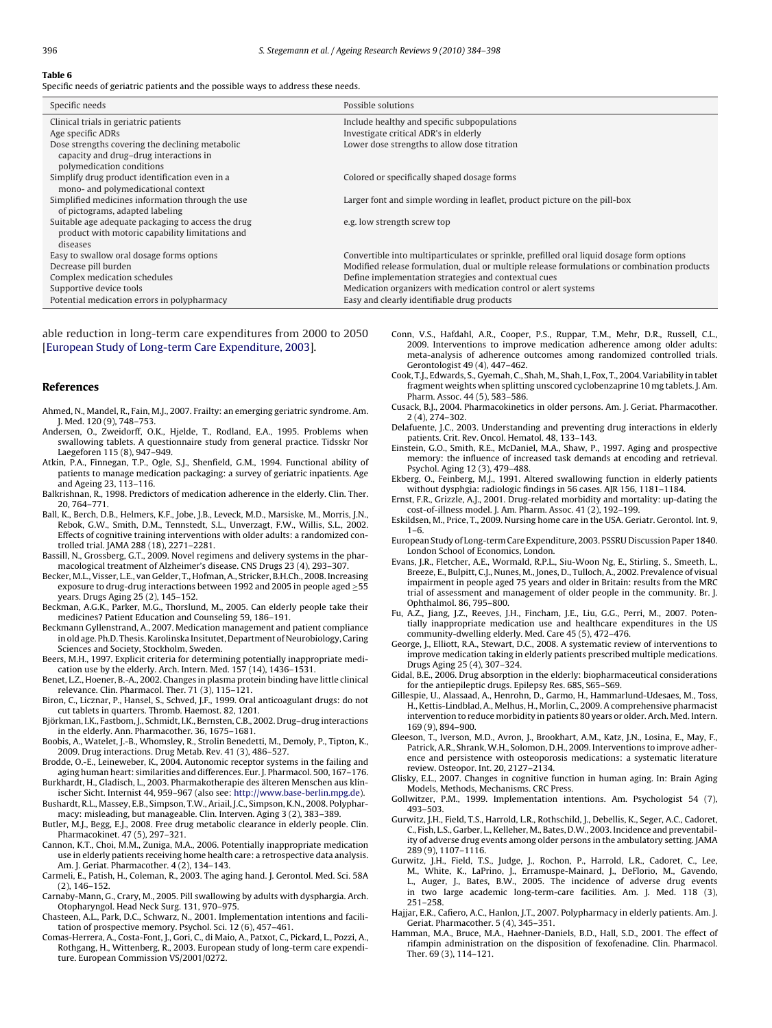**Table 6**
Specific needs of geriatric patients and the possible ways to address these needs.

| Specific needs | Possible solutions |
| --- | --- |
| Clinical trials in geriatric patients | Include healthy and specific subpopulations |
| Age specific ADRs | Investigate critical ADR's in elderly |
| Dose strengths covering the declining metabolic capacity and drug–drug interactions in polymedication conditions | Lower dose strengths to allow dose titration |
| Simplify drug product identification even in a mono- and polymedicational context | Colored or specifically shaped dosage forms |
| Simplified medicines information through the use of pictograms, adapted labeling | Larger font and simple wording in leaflet, product picture on the pill-box |
| Suitable age adequate packaging to access the drug product with motoric capability limitations and diseases | e.g. low strength screw top |
| Easy to swallow oral dosage forms options | Convertible into multiparticulates or sprinkle, prefilled oral liquid dosage form options |
| Decrease pill burden | Modified release formulation, dual or multiple release formulations or combination products |
| Complex medication schedules | Define implementation strategies and contextual cues |
| Supportive device tools | Medication organizers with medication control or alert systems |
| Potential medication errors in polypharmacy | Easy and clearly identifiable drug products |

able reduction in long-term care expenditures from 2000 to 2050 [European Study of Long-term Care Expenditure, 2003].

## References

Ahmed, N., Mandel, R., Fain, M.J., 2007. Frailty: an emerging geriatric syndrome. Am. J. Med. 120 (9), 748–753.

Andersen, O., Zweidorff, O.K., Hjelde, T., Rodland, E.A., 1995. Problems when swallowing tablets. A questionnaire study from general practice. Tidsskr Nor Laegeforen 115 (8), 947–949.

Atkin, P.A., Finnegan, T.P., Ogle, S.J., Shenfield, G.M., 1994. Functional ability of patients to manage medication packaging: a survey of geriatric inpatients. Age and Ageing 23, 113–116.

Balkrishnan, R., 1998. Predictors of medication adherence in the elderly. Clin. Ther. 20, 764–771.

Ball, K., Berch, D.B., Helmers, K.F., Jobe, J.B., Leveck, M.D., Marsiske, M., Morris, J.N., Rebok, G.W., Smith, D.M., Tennstedt, S.L., Unverzagt, F.W., Willis, S.L., 2002. Effects of cognitive training interventions with older adults: a randomized controlled trial. JAMA 288 (18), 2271–2281.

Bassill, N., Grossberg, G.T., 2009. Novel regimens and delivery systems in the pharmacological treatment of Alzheimer's disease. CNS Drugs 23 (4), 293–307.

Becker, M.L., Visser, L.E., van Gelder, T., Hofman, A., Stricker, B.H.Ch., 2008. Increasing exposure to drug-drug interactions between 1992 and 2005 in people aged ≥55 years. Drugs Aging 25 (2), 145–152.

Beckman, A.G.K., Parker, M.G., Thorslund, M., 2005. Can elderly people take their medicines? Patient Education and Counseling 59, 186–191.

Beckmann Gyllenstrand, A., 2007. Medication management and patient compliance in old age. Ph.D. Thesis. Karolinska Insitutet, Department of Neurobiology, Caring Sciences and Society, Stockholm, Sweden.

Beers, M.H., 1997. Explicit criteria for determining potentially inappropriate medication use by the elderly. Arch. Intern. Med. 157 (14), 1436–1531.

Benet, L.Z., Hoener, B.-A., 2002. Changes in plasma protein binding have little clinical relevance. Clin. Pharmacol. Ther. 71 (3), 115–121.

Biron, C., Licznar, P., Hansel, S., Schved, J.F., 1999. Oral anticoagulant drugs: do not cut tablets in quarters. Thromb. Haemost. 82, 1201.

Björkman, I.K., Fastbom, J., Schmidt, I.K., Bernsten, C.B., 2002. Drug–drug interactions in the elderly. Ann. Pharmacother. 36, 1675–1681.

Boobis, A., Watelet, J.-B., Whomsley, R., Strolin Benedetti, M., Demoly, P., Tipton, K., 2009. Drug interactions. Drug Metab. Rev. 41 (3), 486–527.

Brodde, O.-E., Leineweber, K., 2004. Autonomic receptor systems in the failing and aging human heart: similarities and differences. Eur. J. Pharmacol. 500, 167–176.

Burkhardt, H., Gladisch, L., 2003. Pharmakotherapie des älteren Menschen aus klinischer Sicht. Internist 44, 959–967 (also see: http://www.base-berlin.mpg.de).

Bushardt, R.L., Massey, E.B., Simpson, T.W., Ariail, J.C., Simpson, K.N., 2008. Polypharmacy: misleading, but manageable. Clin. Interven. Aging 3 (2), 383–389.

Butler, M.J., Begg, E.J., 2008. Free drug metabolic clearance in elderly people. Clin. Pharmacokinet. 47 (5), 297–321.

Cannon, K.T., Choi, M.M., Zuniga, M.A., 2006. Potentially inappropriate medication use in elderly patients receiving home health care: a retrospective data analysis. Am. J. Geriat. Pharmacother. 4 (2), 134–143.

Carmeli, E., Patish, H., Coleman, R., 2003. The aging hand. J. Gerontol. Med. Sci. 58A (2), 146–152.

Carnaby-Mann, G., Crary, M., 2005. Pill swallowing by adults with dysphargia. Arch. Otopharyngol. Head Neck Surg. 131, 970–975.

Chasteen, A.L., Park, D.C., Schwarz, N., 2001. Implementation intentions and facilitation of prospective memory. Psychol. Sci. 12 (6), 457–461.

Comas-Herrera, A., Costa-Font, J., Gori, C., di Maio, A., Patxot, C., Pickard, L., Pozzi, A., Rothgang, H., Wittenberg, R., 2003. European study of long-term care expenditure. European Commission VS/2001/0272.

Conn, V.S., Hafdahl, A.R., Cooper, P.S., Ruppar, T.M., Mehr, D.R., Russell, C.L., 2009. Interventions to improve medication adherence among older adults: meta-analysis of adherence outcomes among randomized controlled trials. Gerontologist 49 (4), 447–462.

Cook, T.J., Edwards, S., Gyemah, C., Shah, M., Shah, I., Fox, T., 2004. Variability in tablet fragment weights when splitting unscored cyclobenzaprine 10 mg tablets. J. Am. Pharm. Assoc. 44 (5), 583–586.

Cusack, B.J., 2004. Pharmacokinetics in older persons. Am. J. Geriat. Pharmacother. 2 (4), 274–302.

Delafuente, J.C., 2003. Understanding and preventing drug interactions in elderly patients. Crit. Rev. Oncol. Hematol. 48, 133–143.

Einstein, G.O., Smith, R.E., McDaniel, M.A., Shaw, P., 1997. Aging and prospective memory: the influence of increased task demands at encoding and retrieval. Psychol. Aging 12 (3), 479–488.

Ekberg, O., Feinberg, M.J., 1991. Altered swallowing function in elderly patients without dysphgia: radiologic findings in 56 cases. AJR 156, 1181–1184.

Ernst, F.R., Grizzle, A.J., 2001. Drug-related morbidity and mortality: up-dating the cost-of-illness model. J. Am. Pharm. Assoc. 41 (2), 192–199.

Eskildsen, M., Price, T., 2009. Nursing home care in the USA. Geriatr. Gerontol. Int. 9, 1–6.

European Study of Long-term Care Expenditure, 2003. PSSRU Discussion Paper 1840. London School of Economics, London.

Evans, J.R., Fletcher, A.E., Wormald, R.P.L., Siu-Woon Ng, E., Stirling, S., Smeeth, L., Breeze, E., Bulpitt, C.J., Nunes, M., Jones, D., Tulloch, A., 2002. Prevalence of visual impairment in people aged 75 years and older in Britain: results from the MRC trial of assessment and management of older people in the community. Br. J. Ophthalmol. 86, 795–800.

Fu, A.Z., Jiang, J.Z., Reeves, J.H., Fincham, J.E., Liu, G.G., Perri, M., 2007. Potentially inappropriate medication use and healthcare expenditures in the US community-dwelling elderly. Med. Care 45 (5), 472–476.

George, J., Elliott, R.A., Stewart, D.C., 2008. A systematic review of interventions to improve medication taking in elderly patients prescribed multiple medications. Drugs Aging 25 (4), 307–324.

Gidal, B.E., 2006. Drug absorption in the elderly: biopharmaceutical considerations for the antiepileptic drugs. Epilepsy Res. 68S, S65–S69.

Gillespie, U., Alassaad, A., Henrohn, D., Garmo, H., Hammarlund-Udesaes, M., Toss, H., Kettis-Lindblad, A., Melhus, H., Morlin, C., 2009. A comprehensive pharmacist intervention to reduce morbidity in patients 80 years or older. Arch. Med. Intern. 169 (9), 894–900.

Gleeson, T., Iverson, M.D., Avron, J., Brookhart, A.M., Katz, J.N., Losina, E., May, F., Patrick, A.R., Shrank, W.H., Solomon, D.H., 2009. Interventions to improve adherence and persistence with osteoporosis medications: a systematic literature review. Osteopor. Int. 20, 2127–2134.

Glisky, E.L., 2007. Changes in cognitive function in human aging. In: Brain Aging Models, Methods, Mechanisms. CRC Press.

Gollwitzer, P.M., 1999. Implementation intentions. Am. Psychologist 54 (7), 493–503.

Gurwitz, J.H., Field, T.S., Harrold, L.R., Rothschild, J., Debellis, K., Seger, A.C., Cadoret, C., Fish, L.S., Garber, L., Kelleher, M., Bates, D.W., 2003. Incidence and preventability of adverse drug events among older persons in the ambulatory setting. JAMA 289 (9), 1107–1116.

Gurwitz, J.H., Field, T.S., Judge, J., Rochon, P., Harrold, L.R., Cadoret, C., Lee, M., White, K., LaPrino, J., Erramuspe-Mainard, J., DeFlorio, M., Gavendo, L., Auger, J., Bates, B.W., 2005. The incidence of adverse drug events in two large academic long-term-care facilities. Am. J. Med. 118 (3), 251–258.

Hajjar, E.R., Cafiero, A.C., Hanlon, J.T., 2007. Polypharmacy in elderly patients. Am. J. Geriat. Pharmacother. 5 (4), 345–351.

Hamman, M.A., Bruce, M.A., Haehner-Daniels, B.D., Hall, S.D., 2001. The effect of rifampin administration on the disposition of fexofenadine. Clin. Pharmacol. Ther. 69 (3), 114–121.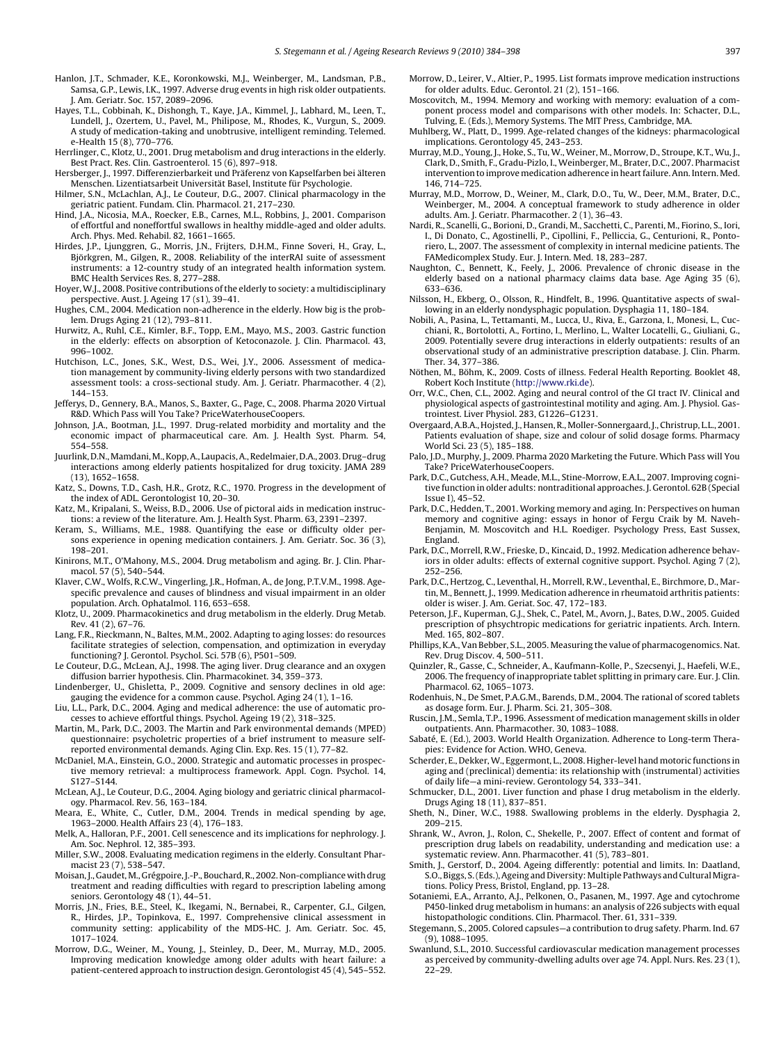Hanlon, J.T., Schmader, K.E., Koronkowski, M.J., Weinberger, M., Landsman, P.B., Samsa, G.P., Lewis, I.K., 1997. Adverse drug events in high risk older outpatients. J. Am. Geriatr. Soc. 157, 2089–2096.

Hayes, T.L., Cobbinah, K., Dishongh, T., Kaye, J.A., Kimmel, J., Labhard, M., Leen, T., Lundell, J., Ozertem, U., Pavel, M., Philipose, M., Rhodes, K., Vurgun, S., 2009. A study of medication-taking and unobtrusive, intelligent reminding. Telemed. e-Health 15 (8), 770–776.

Herrlinger, C., Klotz, U., 2001. Drug metabolism and drug interactions in the elderly. Best Pract. Res. Clin. Gastroenterol. 15 (6), 897–918.

Hersberger, J., 1997. Differenzierbarkeit und Präferenz von Kapselfarben bei älteren Menschen. Lizentiatsarbeit Universität Basel, Institute für Psychologie.

Hilmer, S.N., McLachlan, A.J., Le Couteur, D.G., 2007. Clinical pharmacology in the geriatric patient. Fundam. Clin. Pharmacol. 21, 217–230.

Hind, J.A., Nicosia, M.A., Roecker, E.B., Carnes, M.L., Robbins, J., 2001. Comparison of effortful and noneffortful swallows in healthy middle-aged and older adults. Arch. Phys. Med. Rehabil. 82, 1661–1665.

Hirdes, J.P., Ljunggren, G., Morris, J.N., Frijters, D.H.M., Finne Soveri, H., Gray, L., Björkgren, M., Gilgen, R., 2008. Reliability of the interRAI suite of assessment instruments: a 12-country study of an integrated health information system. BMC Health Services Res. 8, 277–288.

Hoyer, W.J., 2008. Positive contributions of the elderly to society: a multidisciplinary perspective. Aust. J. Ageing 17 (s1), 39–41.

Hughes, C.M., 2004. Medication non-adherence in the elderly. How big is the problem. Drugs Aging 21 (12), 793–811.

Hurwitz, A., Ruhl, C.E., Kimler, B.F., Topp, E.M., Mayo, M.S., 2003. Gastric function in the elderly: effects on absorption of Ketoconazole. J. Clin. Pharmacol. 43, 996–1002.

Hutchison, L.C., Jones, S.K., West, D.S., Wei, J.Y., 2006. Assessment of medication management by community-living elderly persons with two standardized assessment tools: a cross-sectional study. Am. J. Geriatr. Pharmacother. 4 (2), 144–153.

Jefferys, D., Gennery, B.A., Manos, S., Baxter, G., Page, C., 2008. Pharma 2020 Virtual R&D. Which Pass will You Take? PriceWaterhouseCoopers.

Johnson, J.A., Bootman, J.L., 1997. Drug-related morbidity and mortality and the economic impact of pharmaceutical care. Am. J. Health Syst. Pharm. 54, 554–558.

Juurlink, D.N., Mamdani, M., Kopp, A., Laupacis, A., Redelmaier, D.A., 2003. Drug–drug interactions among elderly patients hospitalized for drug toxicity. JAMA 289 (13), 1652–1658.

Katz, S., Downs, T.D., Cash, H.R., Grotz, R.C., 1970. Progress in the development of the index of ADL. Gerontologist 10, 20–30.

Katz, M., Kripalani, S., Weiss, B.D., 2006. Use of pictoral aids in medication instructions: a review of the literature. Am. J. Health Syst. Pharm. 63, 2391–2397.

Keram, S., Williams, M.E., 1988. Quantifying the ease or difficulty older persons experience in opening medication containers. J. Am. Geriatr. Soc. 36 (3), 198–201.

Kinirons, M.T., O'Mahony, M.S., 2004. Drug metabolism and aging. Br. J. Clin. Pharmacol. 57 (5), 540–544.

Klaver, C.W., Wolfs, R.C.W., Vingerling, J.R., Hofman, A., de Jong, P.T.V.M., 1998. Age-specific prevalence and causes of blindness and visual impairment in an older population. Arch. Ophatalmol. 116, 653–658.

Klotz, U., 2009. Pharmacokinetics and drug metabolism in the elderly. Drug Metab. Rev. 41 (2), 67–76.

Lang, F.R., Rieckmann, N., Baltes, M.M., 2002. Adapting to aging losses: do resources facilitate strategies of selection, compensation, and optimization in everyday functioning? J. Gerontol. Psychol. Sci. 57B (6), P501–509.

Le Couteur, D.G., McLean, A.J., 1998. The aging liver. Drug clearance and an oxygen diffusion barrier hypothesis. Clin. Pharmacokinet. 34, 359–373.

Lindenberger, U., Ghisletta, P., 2009. Cognitive and sensory declines in old age: gauging the evidence for a common cause. Psychol. Aging 24 (1), 1–16.

Liu, L.L., Park, D.C., 2004. Aging and medical adherence: the use of automatic processes to achieve effortful things. Psychol. Ageing 19 (2), 318–325.

Martin, M., Park, D.C., 2003. The Martin and Park environmental demands (MPED) questionnaire: psycholetric properties of a brief instrument to measure self-reported environmental demands. Aging Clin. Exp. Res. 15 (1), 77–82.

McDaniel, M.A., Einstein, G.O., 2000. Strategic and automatic processes in prospective memory retrieval: a multiprocess framework. Appl. Cogn. Psychol. 14, S127–S144.

McLean, A.J., Le Couteur, D.G., 2004. Aging biology and geriatric clinical pharmacology. Pharmacol. Rev. 56, 163–184.

Meara, E., White, C., Cutler, D.M., 2004. Trends in medical spending by age, 1963–2000. Health Affairs 23 (4), 176–183.

Melk, A., Halloran, P.F., 2001. Cell senescence and its implications for nephrology. J. Am. Soc. Nephrol. 12, 385–393.

Miller, S.W., 2008. Evaluating medication regimens in the elderly. Consultant Pharmacist 23 (7), 538–547.

Moisan, J., Gaudet, M., Grégpoire, J.-P., Bouchard, R., 2002. Non-compliance with drug treatment and reading difficulties with regard to prescription labeling among seniors. Gerontology 48 (1), 44–51.

Morris, J.N., Fries, B.E., Steel, K., Ikegami, N., Bernabei, R., Carpenter, G.I., Gilgen, R., Hirdes, J.P., Topinkova, E., 1997. Comprehensive clinical assessment in community setting: applicability of the MDS-HC. J. Am. Geriatr. Soc. 45, 1017–1024.

Morrow, D.G., Weiner, M., Young, J., Steinley, D., Deer, M., Murray, M.D., 2005. Improving medication knowledge among older adults with heart failure: a patient-centered approach to instruction design. Gerontologist 45 (4), 545–552.

Morrow, D., Leirer, V., Altier, P., 1995. List formats improve medication instructions for older adults. Educ. Gerontol. 21 (2), 151–166.

Moscovitch, M., 1994. Memory and working with memory: evaluation of a component process model and comparisons with other models. In: Schacter, D.L., Tulving, E. (Eds.), Memory Systems. The MIT Press, Cambridge, MA.

Muhlberg, W., Platt, D., 1999. Age-related changes of the kidneys: pharmacological implications. Gerontology 45, 243–253.

Murray, M.D., Young, J., Hoke, S., Tu, W., Weiner, M., Morrow, D., Stroupe, K.T., Wu, J., Clark, D., Smith, F., Gradu-Pizlo, I., Weinberger, M., Brater, D.C., 2007. Pharmacist intervention to improve medication adherence in heart failure. Ann. Intern. Med. 146, 714–725.

Murray, M.D., Morrow, D., Weiner, M., Clark, D.O., Tu, W., Deer, M.M., Brater, D.C., Weinberger, M., 2004. A conceptual framework to study adherence in older adults. Am. J. Geriatr. Pharmacother. 2 (1), 36–43.

Nardi, R., Scanelli, G., Borioni, D., Grandi, M., Sacchetti, C., Parenti, M., Fiorino, S., Iori, I., Di Donato, C., Agostinelli, P., Cipollini, F., Pelliccia, G., Centurioni, R., Pontoriero, L., 2007. The assessment of complexity in internal medicine patients. The FAMedicomplex Study. Eur. J. Intern. Med. 18, 283–287.

Naughton, C., Bennett, K., Feely, J., 2006. Prevalence of chronic disease in the elderly based on a national pharmacy claims data base. Age Aging 35 (6), 633–636.

Nilsson, H., Ekberg, O., Olsson, R., Hindfelt, B., 1996. Quantitative aspects of swallowing in an elderly nondysphagic population. Dysphagia 11, 180–184.

Nobili, A., Pasina, L., Tettamanti, M., Lucca, U., Riva, E., Garzona, I., Monesi, L., Cucchiani, R., Bortolotti, A., Fortino, I., Merlino, L., Walter Locatelli, G., Giuliani, G., 2009. Potentially severe drug interactions in elderly outpatients: results of an observational study of an administrative prescription database. J. Clin. Pharm. Ther. 34, 377–386.

Nöthen, M., Böhm, K., 2009. Costs of illness. Federal Health Reporting. Booklet 48, Robert Koch Institute (http://www.rki.de).

Orr, W.C., Chen, C.L., 2002. Aging and neural control of the GI tract IV. Clinical and physiological aspects of gastrointestinal motility and aging. Am. J. Physiol. Gastrointest. Liver Physiol. 283, G1226–G1231.

Overgaard, A.B.A., Hojsted, J., Hansen, R., Moller-Sonnergaard, J., Christrup, L.L., 2001. Patients evaluation of shape, size and colour of solid dosage forms. Pharmacy World Sci. 23 (5), 185–188.

Palo, J.D., Murphy, J., 2009. Pharma 2020 Marketing the Future. Which Pass will You Take? PriceWaterhouseCoopers.

Park, D.C., Gutchess, A.H., Meade, M.L., Stine-Morrow, E.A.L., 2007. Improving cognitive function in older adults: nontraditional approaches. J. Gerontol. 62B (Special Issue I), 45–52.

Park, D.C., Hedden, T., 2001. Working memory and aging. In: Perspectives on human memory and cognitive aging: essays in honor of Fergu Craik by M. Naveh-Benjamin, M. Moscovitch and H.L. Roediger. Psychology Press, East Sussex, England.

Park, D.C., Morrell, R.W., Frieske, D., Kincaid, D., 1992. Medication adherence behaviors in older adults: effects of external cognitive support. Psychol. Aging 7 (2), 252–256.

Park, D.C., Hertzog, C., Leventhal, H., Morrell, R.W., Leventhal, E., Birchmore, D., Martin, M., Bennett, J., 1999. Medication adherence in rheumatoid arthritis patients: older is wiser. J. Am. Geriat. Soc. 47, 172–183.

Peterson, J.F., Kuperman, G.J., Shek, C., Patel, M., Avorn, J., Bates, D.W., 2005. Guided prescription of phsychtropic medications for geriatric inpatients. Arch. Intern. Med. 165, 802–807.

Phillips, K.A., Van Bebber, S.L., 2005. Measuring the value of pharmacogenomics. Nat. Rev. Drug Discov. 4, 500–511.

Quinzler, R., Gasse, C., Schneider, A., Kaufmann-Kolle, P., Szecsenyi, J., Haefeli, W.E., 2006. The frequency of inappropriate tablet splitting in primary care. Eur. J. Clin. Pharmacol. 62, 1065–1073.

Rodenhuis, N., De Smet, P.A.G.M., Barends, D.M., 2004. The rational of scored tablets as dosage form. Eur. J. Pharm. Sci. 21, 305–308.

Ruscin, J.M., Semla, T.P., 1996. Assessment of medication management skills in older outpatients. Ann. Pharmacother. 30, 1083–1088.

Sabaté, E. (Ed.), 2003. World Health Organization. Adherence to Long-term Therapies: Evidence for Action. WHO, Geneva.

Scherder, E., Dekker, W., Eggermont, L., 2008. Higher-level hand motoric functions in aging and (preclinical) dementia: its relationship with (instrumental) activities of daily life—a mini-review. Gerontology 54, 333–341.

Schmucker, D.L., 2001. Liver function and phase I drug metabolism in the elderly. Drugs Aging 18 (11), 837–851.

Sheth, N., Diner, W.C., 1988. Swallowing problems in the elderly. Dysphagia 2, 209–215.

Shrank, W., Avron, J., Rolon, C., Shekelle, P., 2007. Effect of content and format of prescription drug labels on readability, understanding and medication use: a systematic review. Ann. Pharmacother. 41 (5), 783–801.

Smith, J., Gerstorf, D., 2004. Ageing differently: potential and limits. In: Daatland, S.O., Biggs, S. (Eds.), Ageing and Diversity: Multiple Pathways and Cultural Migrations. Policy Press, Bristol, England, pp. 13–28.

Sotaniemi, E.A., Arranto, A.J., Pelkonen, O., Pasanen, M., 1997. Age and cytochrome P450-linked drug metabolism in humans: an analysis of 226 subjects with equal histopathologic conditions. Clin. Pharmacol. Ther. 61, 331–339.

Stegemann, S., 2005. Colored capsules—a contribution to drug safety. Pharm. Ind. 67 (9), 1088–1095.

Swanlund, S.L., 2010. Successful cardiovascular medication management processes as perceived by community-dwelling adults over age 74. Appl. Nurs. Res. 23 (1), 22–29.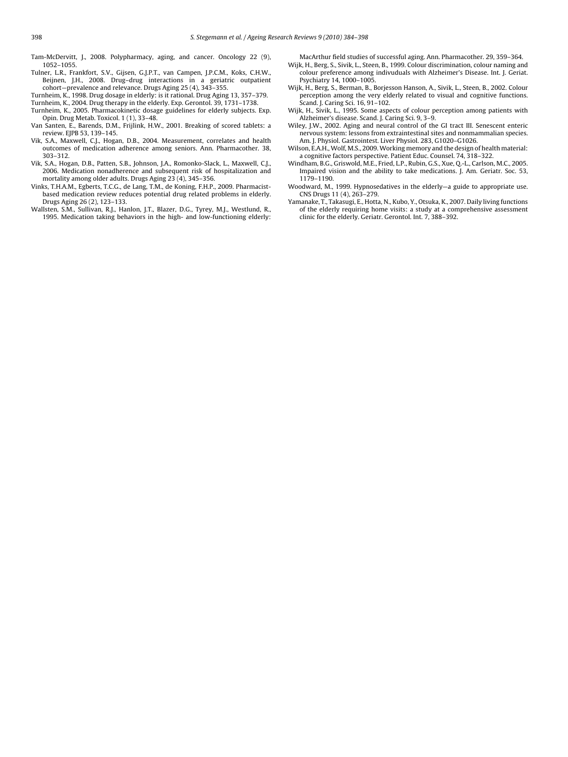Tam-McDervitt, J., 2008. Polypharmacy, aging, and cancer. Oncology 22 (9), 1052–1055.

Tulner, L.R., Frankfort, S.V., Gijsen, G.J.P.T., van Campen, J.P.C.M., Koks, C.H.W., Beijnen, J.H., 2008. Drug–drug interactions in a geriatric outpatient cohort—prevalence and relevance. Drugs Aging 25 (4), 343–355.

Turnheim, K., 1998. Drug dosage in elderly: is it rational. Drug Aging 13, 357–379.

Turnheim, K., 2004. Drug therapy in the elderly. Exp. Gerontol. 39, 1731–1738.

Turnheim, K., 2005. Pharmacokinetic dosage guidelines for elderly subjects. Exp. Opin. Drug Metab. Toxicol. 1 (1), 33–48.

Van Santen, E., Barends, D.M., Frijlink, H.W., 2001. Breaking of scored tablets: a review. EJPB 53, 139–145.

Vik, S.A., Maxwell, C.J., Hogan, D.B., 2004. Measurement, correlates and health outcomes of medication adherence among seniors. Ann. Pharmacother. 38, 303–312.

Vik, S.A., Hogan, D.B., Patten, S.B., Johnson, J.A., Romonko-Slack, L., Maxwell, C.J., 2006. Medication nonadherence and subsequent risk of hospitalization and mortality among older adults. Drugs Aging 23 (4), 345–356.

Vinks, T.H.A.M., Egberts, T.C.G., de Lang, T.M., de Koning, F.H.P., 2009. Pharmacist-based medication review reduces potential drug related problems in elderly. Drugs Aging 26 (2), 123–133.

Wallsten, S.M., Sullivan, R.J., Hanlon, J.T., Blazer, D.G., Tyrey, M.J., Westlund, R., 1995. Medication taking behaviors in the high- and low-functioning elderly: MacArthur field studies of successful aging. Ann. Pharmacother. 29, 359–364.

Wijk, H., Berg, S., Sivik, L., Steen, B., 1999. Colour discrimination, colour naming and colour preference among indivuduals with Alzheimer's Disease. Int. J. Geriat. Psychiatry 14, 1000–1005.

Wijk, H., Berg, S., Berman, B., Borjesson Hanson, A., Sivik, L., Steen, B., 2002. Colour perception among the very elderly related to visual and cognitive functions. Scand. J. Caring Sci. 16, 91–102.

Wijk, H., Sivik, L., 1995. Some aspects of colour perception among patients with Alzheimer's disease. Scand. J. Caring Sci. 9, 3–9.

Wiley, J.W., 2002. Aging and neural control of the GI tract III. Senescent enteric nervous system: lessons from extraintestinal sites and nonmammalian species. Am. J. Physiol. Gastrointest. Liver Physiol. 283, G1020–G1026.

Wilson, E.A.H., Wolf, M.S., 2009. Working memory and the design of health material: a cognitive factors perspective. Patient Educ. Counsel. 74, 318–322.

Windham, B.G., Griswold, M.E., Fried, L.P., Rubin, G.S., Xue, Q.-L., Carlson, M.C., 2005. Impaired vision and the ability to take medications. J. Am. Geriatr. Soc. 53, 1179–1190.

Woodward, M., 1999. Hypnosedatives in the elderly—a guide to appropriate use. CNS Drugs 11 (4), 263–279.

Yamanake, T., Takasugi, E., Hotta, N., Kubo, Y., Otsuka, K., 2007. Daily living functions of the elderly requiring home visits: a study at a comprehensive assessment clinic for the elderly. Geriatr. Gerontol. Int. 7, 388–392.